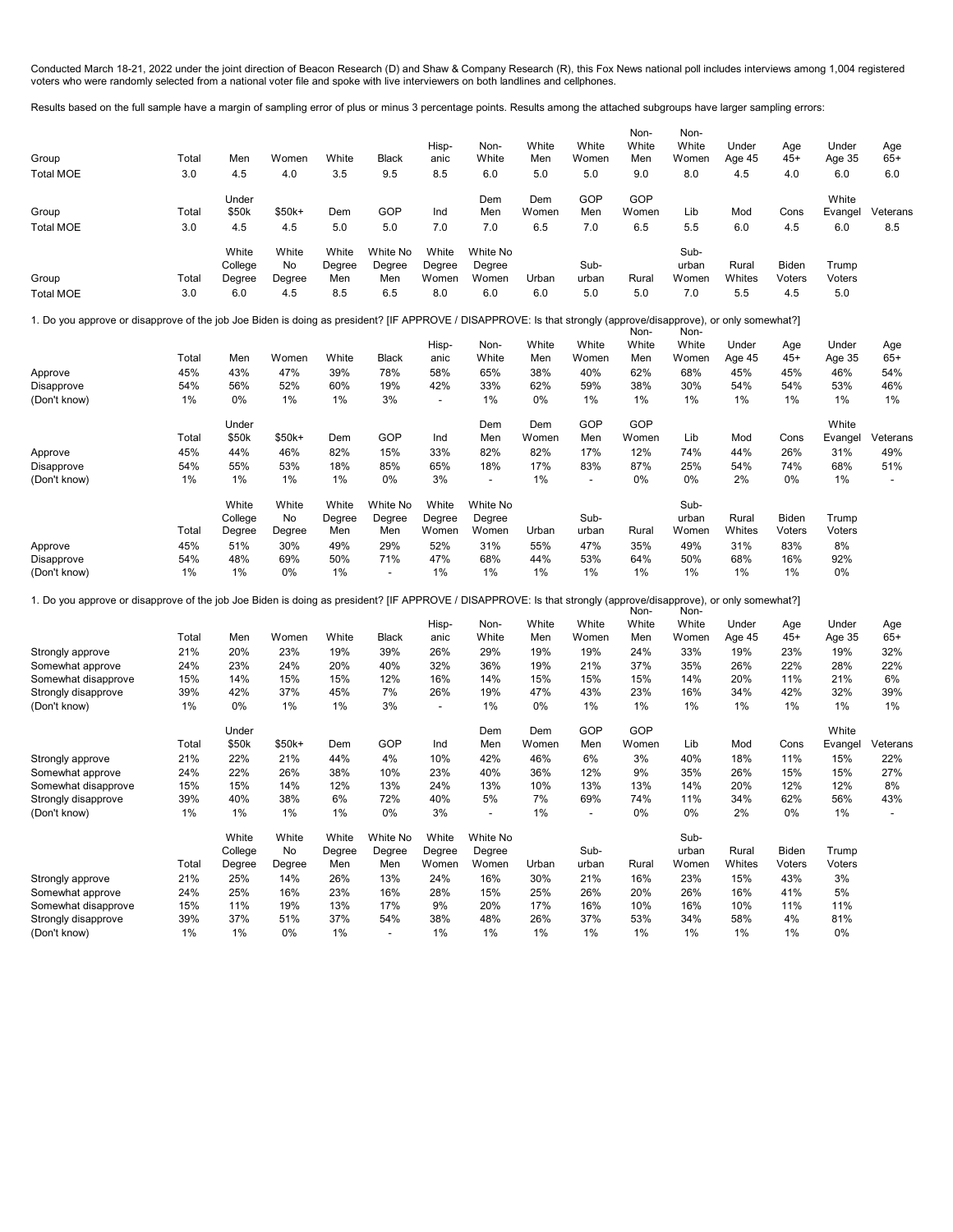Conducted March 18-21, 2022 under the joint direction of Beacon Research (D) and Shaw & Company Research (R), this Fox News national poll includes interviews among 1,004 registered voters who were randomly selected from a national voter file and spoke with live interviewers on both landlines and cellphones.

Results based on the full sample have a margin of sampling error of plus or minus 3 percentage points. Results among the attached subgroups have larger sampling errors:

| Group | Total | Men | Women | White | Black | Hispanic | Non-White | White Men | White Women | Non-White Men | Non-White Women | Under Age 45 | Age 45+ | Under Age 35 | Age 65+ |
|---|---|---|---|---|---|---|---|---|---|---|---|---|---|---|---|
| Total MOE | 3.0 | 4.5 | 4.0 | 3.5 | 9.5 | 8.5 | 6.0 | 5.0 | 5.0 | 9.0 | 8.0 | 4.5 | 4.0 | 6.0 | 6.0 |

| Group | Total | Under $50k | $50k+ | Dem | GOP | Ind | Dem Men | Dem Women | GOP Men | GOP Women | Lib | Mod | Cons | White Evangel | Veterans |
|---|---|---|---|---|---|---|---|---|---|---|---|---|---|---|---|
| Total MOE | 3.0 | 4.5 | 4.5 | 5.0 | 5.0 | 7.0 | 7.0 | 6.5 | 7.0 | 6.5 | 5.5 | 6.0 | 4.5 | 6.0 | 8.5 |

| Group | Total | White College Degree | White No Degree | White Degree Men | White No Degree Men | White Degree Women | White No Degree Women | Urban | Suburban | Rural | Suburban Women | Rural Whites | Biden Voters | Trump Voters |
|---|---|---|---|---|---|---|---|---|---|---|---|---|---|---|
| Total MOE | 3.0 | 6.0 | 4.5 | 8.5 | 6.5 | 8.0 | 6.0 | 6.0 | 5.0 | 5.0 | 7.0 | 5.5 | 4.5 | 5.0 |

1. Do you approve or disapprove of the job Joe Biden is doing as president? [IF APPROVE / DISAPPROVE: Is that strongly (approve/disapprove), or only somewhat?]

| | Total | Men | Women | White | Black | Hispanic | Non-White | White Men | White Women | Non-White Men | Non-White Women | Under Age 45 | Age 45+ | Under Age 35 | Age 65+ |
|---|---|---|---|---|---|---|---|---|---|---|---|---|---|---|---|
| Approve | 45% | 43% | 47% | 39% | 78% | 58% | 65% | 38% | 40% | 62% | 68% | 45% | 45% | 46% | 54% |
| Disapprove | 54% | 56% | 52% | 60% | 19% | 42% | 33% | 62% | 59% | 38% | 30% | 54% | 54% | 53% | 46% |
| (Don't know) | 1% | 0% | 1% | 1% | 3% | - | 1% | 0% | 1% | 1% | 1% | 1% | 1% | 1% | 1% |

| | Total | Under $50k | $50k+ | Dem | GOP | Ind | Dem Men | Dem Women | GOP Men | GOP Women | Lib | Mod | Cons | White Evangel | Veterans |
|---|---|---|---|---|---|---|---|---|---|---|---|---|---|---|---|
| Approve | 45% | 44% | 46% | 82% | 15% | 33% | 82% | 82% | 17% | 12% | 74% | 44% | 26% | 31% | 49% |
| Disapprove | 54% | 55% | 53% | 18% | 85% | 65% | 18% | 17% | 83% | 87% | 25% | 54% | 74% | 68% | 51% |
| (Don't know) | 1% | 1% | 1% | 1% | 0% | 3% | - | 1% | - | 0% | 0% | 2% | 0% | 1% | - |

| | Total | White College Degree | White No Degree | White Degree Men | White No Degree Men | White Degree Women | White No Degree Women | Urban | Suburban | Rural | Suburban Women | Rural Whites | Biden Voters | Trump Voters |
|---|---|---|---|---|---|---|---|---|---|---|---|---|---|---|
| Approve | 45% | 51% | 30% | 49% | 29% | 52% | 31% | 55% | 47% | 35% | 49% | 31% | 83% | 8% |
| Disapprove | 54% | 48% | 69% | 50% | 71% | 47% | 68% | 44% | 53% | 64% | 50% | 68% | 16% | 92% |
| (Don't know) | 1% | 1% | 0% | 1% | - | 1% | 1% | 1% | 1% | 1% | 1% | 1% | 1% | 0% |

1. Do you approve or disapprove of the job Joe Biden is doing as president? [IF APPROVE / DISAPPROVE: Is that strongly (approve/disapprove), or only somewhat?]

| | Total | Men | Women | White | Black | Hispanic | Non-White | White Men | White Women | Non-White Men | Non-White Women | Under Age 45 | Age 45+ | Under Age 35 | Age 65+ |
|---|---|---|---|---|---|---|---|---|---|---|---|---|---|---|---|
| Strongly approve | 21% | 20% | 23% | 19% | 39% | 26% | 29% | 19% | 19% | 24% | 33% | 19% | 23% | 19% | 32% |
| Somewhat approve | 24% | 23% | 24% | 20% | 40% | 32% | 36% | 19% | 21% | 37% | 35% | 26% | 22% | 28% | 22% |
| Somewhat disapprove | 15% | 14% | 15% | 15% | 12% | 16% | 14% | 15% | 15% | 15% | 14% | 20% | 11% | 21% | 6% |
| Strongly disapprove | 39% | 42% | 37% | 45% | 7% | 26% | 19% | 47% | 43% | 23% | 16% | 34% | 42% | 32% | 39% |
| (Don't know) | 1% | 0% | 1% | 1% | 3% | - | 1% | 0% | 1% | 1% | 1% | 1% | 1% | 1% | 1% |

| | Total | Under $50k | $50k+ | Dem | GOP | Ind | Dem Men | Dem Women | GOP Men | GOP Women | Lib | Mod | Cons | White Evangel | Veterans |
|---|---|---|---|---|---|---|---|---|---|---|---|---|---|---|---|
| Strongly approve | 21% | 22% | 21% | 44% | 4% | 10% | 42% | 46% | 6% | 3% | 40% | 18% | 11% | 15% | 22% |
| Somewhat approve | 24% | 22% | 26% | 38% | 10% | 23% | 40% | 36% | 12% | 9% | 35% | 26% | 15% | 15% | 27% |
| Somewhat disapprove | 15% | 15% | 14% | 12% | 13% | 24% | 13% | 10% | 13% | 13% | 14% | 20% | 12% | 12% | 8% |
| Strongly disapprove | 39% | 40% | 38% | 6% | 72% | 40% | 5% | 7% | 69% | 74% | 11% | 34% | 62% | 56% | 43% |
| (Don't know) | 1% | 1% | 1% | 1% | 0% | 3% | - | 1% | - | 0% | 0% | 2% | 0% | 1% | - |

| | Total | White College Degree | White No Degree | White Degree Men | White No Degree Men | White Degree Women | White No Degree Women | Urban | Suburban | Rural | Suburban Women | Rural Whites | Biden Voters | Trump Voters |
|---|---|---|---|---|---|---|---|---|---|---|---|---|---|---|
| Strongly approve | 21% | 25% | 14% | 26% | 13% | 24% | 16% | 30% | 21% | 16% | 23% | 15% | 43% | 3% |
| Somewhat approve | 24% | 25% | 16% | 23% | 16% | 28% | 15% | 25% | 26% | 20% | 26% | 16% | 41% | 5% |
| Somewhat disapprove | 15% | 11% | 19% | 13% | 17% | 9% | 20% | 17% | 16% | 10% | 16% | 10% | 11% | 11% |
| Strongly disapprove | 39% | 37% | 51% | 37% | 54% | 38% | 48% | 26% | 37% | 53% | 34% | 58% | 4% | 81% |
| (Don't know) | 1% | 1% | 0% | 1% | - | 1% | 1% | 1% | 1% | 1% | 1% | 1% | 1% | 0% |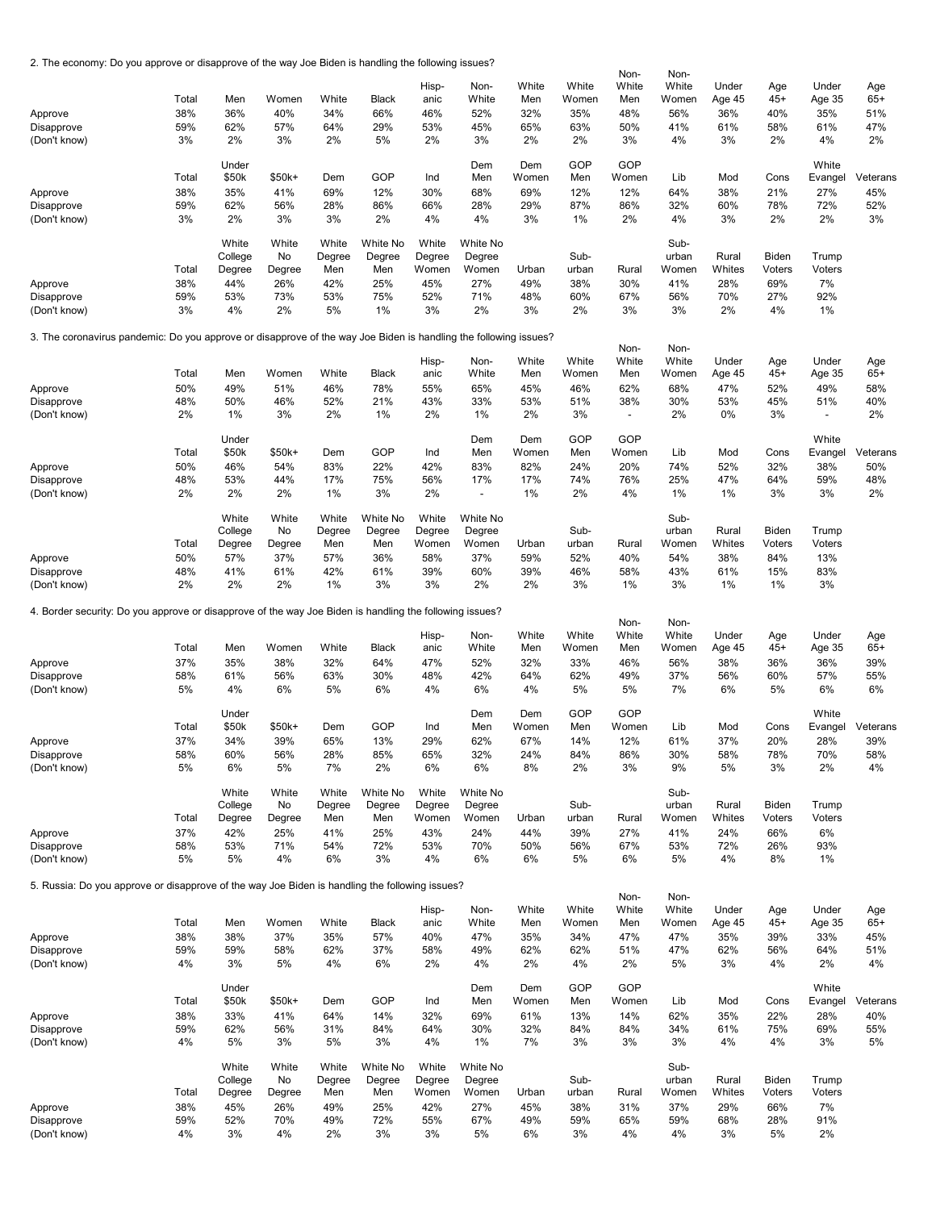2. The economy: Do you approve or disapprove of the way Joe Biden is handling the following issues?

| | Total | Men | Women | White | Black | Hisp-anic | Non-White | White Men | White Women | Non-White Men | Non-White Women | Under Age 45 | Age 45+ | Under Age 35 | Age 65+ |
|---|---|---|---|---|---|---|---|---|---|---|---|---|---|---|---|
| Approve | 38% | 36% | 40% | 34% | 66% | 46% | 52% | 32% | 35% | 48% | 56% | 36% | 40% | 35% | 51% |
| Disapprove | 59% | 62% | 57% | 64% | 29% | 53% | 45% | 65% | 63% | 50% | 41% | 61% | 58% | 61% | 47% |
| (Don't know) | 3% | 2% | 3% | 2% | 5% | 2% | 3% | 2% | 2% | 3% | 4% | 3% | 2% | 4% | 2% |

| | Total | Under $50k | $50k+ | Dem | GOP | Ind | Dem Men | Dem Women | GOP Men | GOP Women | Lib | Mod | Cons | White Evangel | Veterans |
|---|---|---|---|---|---|---|---|---|---|---|---|---|---|---|---|
| Approve | 38% | 35% | 41% | 69% | 12% | 30% | 68% | 69% | 12% | 12% | 64% | 38% | 21% | 27% | 45% |
| Disapprove | 59% | 62% | 56% | 28% | 86% | 66% | 28% | 29% | 87% | 86% | 32% | 60% | 78% | 72% | 52% |
| (Don't know) | 3% | 2% | 3% | 3% | 2% | 4% | 4% | 3% | 1% | 2% | 4% | 3% | 2% | 2% | 3% |

| | Total | White College Degree | White No Degree | White Degree Men | White No Degree Men | White Degree Women | White No Degree Women | Urban | Sub-urban | Rural | Sub-urban Women | Rural Whites | Biden Voters | Trump Voters |
|---|---|---|---|---|---|---|---|---|---|---|---|---|---|---|
| Approve | 38% | 44% | 26% | 42% | 25% | 45% | 27% | 49% | 38% | 30% | 41% | 28% | 69% | 7% |
| Disapprove | 59% | 53% | 73% | 53% | 75% | 52% | 71% | 48% | 60% | 67% | 56% | 70% | 27% | 92% |
| (Don't know) | 3% | 4% | 2% | 5% | 1% | 3% | 2% | 3% | 2% | 3% | 3% | 2% | 4% | 1% |

3. The coronavirus pandemic: Do you approve or disapprove of the way Joe Biden is handling the following issues?

| | Total | Men | Women | White | Black | Hisp-anic | Non-White | White Men | White Women | Non-White Men | Non-White Women | Under Age 45 | Age 45+ | Under Age 35 | Age 65+ |
|---|---|---|---|---|---|---|---|---|---|---|---|---|---|---|---|
| Approve | 50% | 49% | 51% | 46% | 78% | 55% | 65% | 45% | 46% | 62% | 68% | 47% | 52% | 49% | 58% |
| Disapprove | 48% | 50% | 46% | 52% | 21% | 43% | 33% | 53% | 51% | 38% | 30% | 53% | 45% | 51% | 40% |
| (Don't know) | 2% | 1% | 3% | 2% | 1% | 2% | 1% | 2% | 3% | - | 2% | 0% | 3% | - | 2% |

| | Total | Under $50k | $50k+ | Dem | GOP | Ind | Dem Men | Dem Women | GOP Men | GOP Women | Lib | Mod | Cons | White Evangel | Veterans |
|---|---|---|---|---|---|---|---|---|---|---|---|---|---|---|---|
| Approve | 50% | 46% | 54% | 83% | 22% | 42% | 83% | 82% | 24% | 20% | 74% | 52% | 32% | 38% | 50% |
| Disapprove | 48% | 53% | 44% | 17% | 75% | 56% | 17% | 17% | 74% | 76% | 25% | 47% | 64% | 59% | 48% |
| (Don't know) | 2% | 2% | 2% | 1% | 3% | 2% | - | 1% | 2% | 4% | 1% | 1% | 3% | 3% | 2% |

| | Total | White College Degree | White No Degree | White Degree Men | White No Degree Men | White Degree Women | White No Degree Women | Urban | Sub-urban | Rural | Sub-urban Women | Rural Whites | Biden Voters | Trump Voters |
|---|---|---|---|---|---|---|---|---|---|---|---|---|---|---|
| Approve | 50% | 57% | 37% | 57% | 36% | 58% | 37% | 59% | 52% | 40% | 54% | 38% | 84% | 13% |
| Disapprove | 48% | 41% | 61% | 42% | 61% | 39% | 60% | 39% | 46% | 58% | 43% | 61% | 15% | 83% |
| (Don't know) | 2% | 2% | 2% | 1% | 3% | 3% | 2% | 2% | 3% | 1% | 3% | 1% | 1% | 3% |

4. Border security: Do you approve or disapprove of the way Joe Biden is handling the following issues?

| | Total | Men | Women | White | Black | Hisp-anic | Non-White | White Men | White Women | Non-White Men | Non-White Women | Under Age 45 | Age 45+ | Under Age 35 | Age 65+ |
|---|---|---|---|---|---|---|---|---|---|---|---|---|---|---|---|
| Approve | 37% | 35% | 38% | 32% | 64% | 47% | 52% | 32% | 33% | 46% | 56% | 38% | 36% | 36% | 39% |
| Disapprove | 58% | 61% | 56% | 63% | 30% | 48% | 42% | 64% | 62% | 49% | 37% | 56% | 60% | 57% | 55% |
| (Don't know) | 5% | 4% | 6% | 5% | 6% | 4% | 6% | 4% | 5% | 5% | 7% | 6% | 5% | 6% | 6% |

| | Total | Under $50k | $50k+ | Dem | GOP | Ind | Dem Men | Dem Women | GOP Men | GOP Women | Lib | Mod | Cons | White Evangel | Veterans |
|---|---|---|---|---|---|---|---|---|---|---|---|---|---|---|---|
| Approve | 37% | 34% | 39% | 65% | 13% | 29% | 62% | 67% | 14% | 12% | 61% | 37% | 20% | 28% | 39% |
| Disapprove | 58% | 60% | 56% | 28% | 85% | 65% | 32% | 24% | 84% | 86% | 30% | 58% | 78% | 70% | 58% |
| (Don't know) | 5% | 6% | 5% | 7% | 2% | 6% | 6% | 8% | 2% | 3% | 9% | 5% | 3% | 2% | 4% |

| | Total | White College Degree | White No Degree | White Degree Men | White No Degree Men | White Degree Women | White No Degree Women | Urban | Sub-urban | Rural | Sub-urban Women | Rural Whites | Biden Voters | Trump Voters |
|---|---|---|---|---|---|---|---|---|---|---|---|---|---|---|
| Approve | 37% | 42% | 25% | 41% | 25% | 43% | 24% | 44% | 39% | 27% | 41% | 24% | 66% | 6% |
| Disapprove | 58% | 53% | 71% | 54% | 72% | 53% | 70% | 50% | 56% | 67% | 53% | 72% | 26% | 93% |
| (Don't know) | 5% | 5% | 4% | 6% | 3% | 4% | 6% | 6% | 5% | 6% | 5% | 4% | 8% | 1% |

5. Russia: Do you approve or disapprove of the way Joe Biden is handling the following issues?

| | Total | Men | Women | White | Black | Hisp-anic | Non-White | White Men | White Women | Non-White Men | Non-White Women | Under Age 45 | Age 45+ | Under Age 35 | Age 65+ |
|---|---|---|---|---|---|---|---|---|---|---|---|---|---|---|---|
| Approve | 38% | 38% | 37% | 35% | 57% | 40% | 47% | 35% | 34% | 47% | 47% | 35% | 39% | 33% | 45% |
| Disapprove | 59% | 59% | 58% | 62% | 37% | 58% | 49% | 62% | 62% | 51% | 47% | 62% | 56% | 64% | 51% |
| (Don't know) | 4% | 3% | 5% | 4% | 6% | 2% | 4% | 2% | 4% | 2% | 5% | 3% | 4% | 2% | 4% |

| | Total | Under $50k | $50k+ | Dem | GOP | Ind | Dem Men | Dem Women | GOP Men | GOP Women | Lib | Mod | Cons | White Evangel | Veterans |
|---|---|---|---|---|---|---|---|---|---|---|---|---|---|---|---|
| Approve | 38% | 33% | 41% | 64% | 14% | 32% | 69% | 61% | 13% | 14% | 62% | 35% | 22% | 28% | 40% |
| Disapprove | 59% | 62% | 56% | 31% | 84% | 64% | 30% | 32% | 84% | 84% | 34% | 61% | 75% | 69% | 55% |
| (Don't know) | 4% | 5% | 3% | 5% | 3% | 4% | 1% | 7% | 3% | 3% | 3% | 4% | 4% | 3% | 5% |

| | Total | White College Degree | White No Degree | White Degree Men | White No Degree Men | White Degree Women | White No Degree Women | Urban | Sub-urban | Rural | Sub-urban Women | Rural Whites | Biden Voters | Trump Voters |
|---|---|---|---|---|---|---|---|---|---|---|---|---|---|---|
| Approve | 38% | 45% | 26% | 49% | 25% | 42% | 27% | 45% | 38% | 31% | 37% | 29% | 66% | 7% |
| Disapprove | 59% | 52% | 70% | 49% | 72% | 55% | 67% | 49% | 59% | 65% | 59% | 68% | 28% | 91% |
| (Don't know) | 4% | 3% | 4% | 2% | 3% | 3% | 5% | 6% | 3% | 4% | 4% | 3% | 5% | 2% |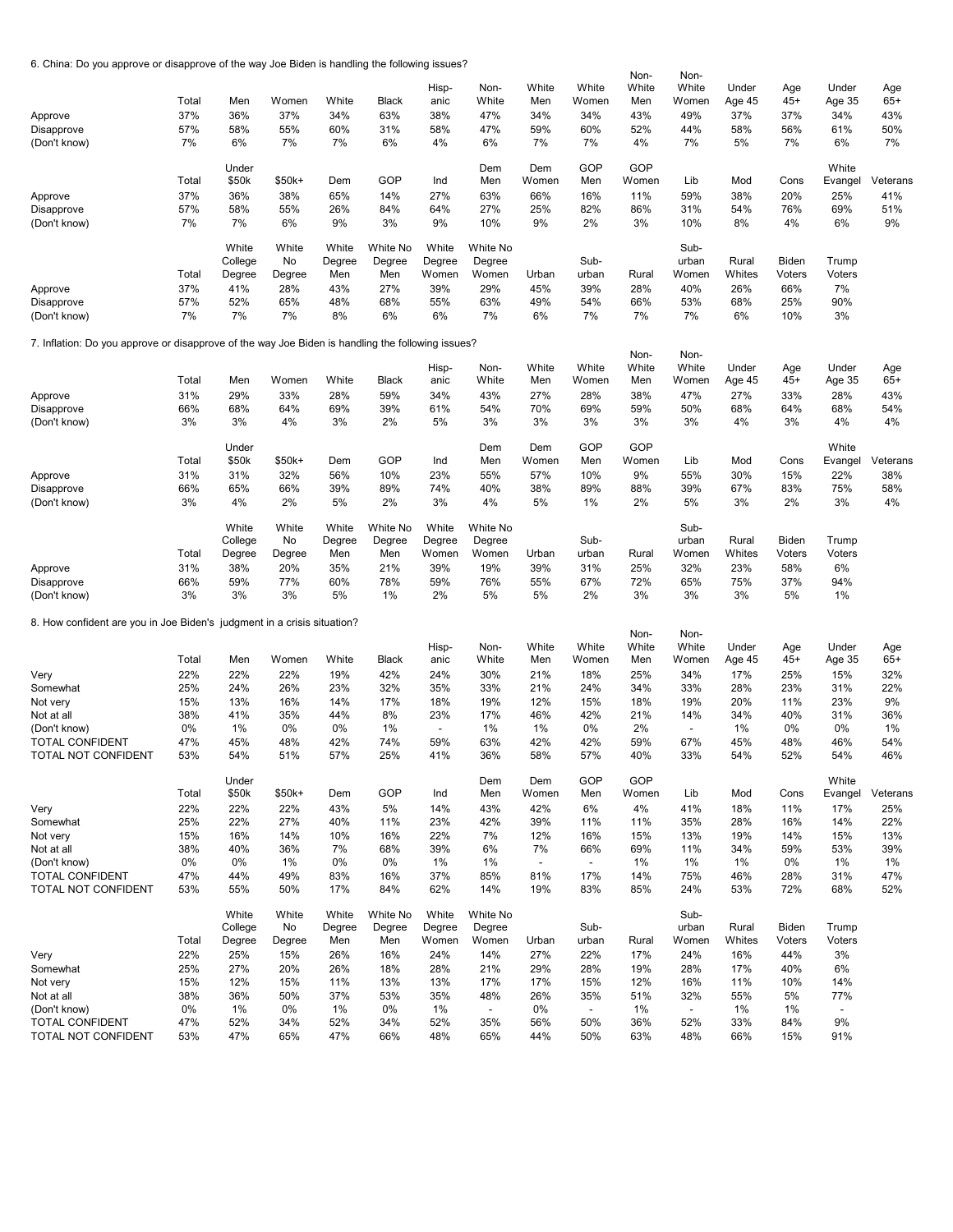6. China: Do you approve or disapprove of the way Joe Biden is handling the following issues?

| | Total | Men | Women | White | Black | Hispanic | Non-White | White Men | White Women | Non-White Men | Non-White Women | Under Age 45 | Age 45+ | Under Age 35 | Age 65+ |
|---|---|---|---|---|---|---|---|---|---|---|---|---|---|---|---|
| Approve | 37% | 36% | 37% | 34% | 63% | 38% | 47% | 34% | 34% | 43% | 49% | 37% | 37% | 34% | 43% |
| Disapprove | 57% | 58% | 55% | 60% | 31% | 58% | 47% | 59% | 60% | 52% | 44% | 58% | 56% | 61% | 50% |
| (Don't know) | 7% | 6% | 7% | 7% | 6% | 4% | 6% | 7% | 7% | 4% | 7% | 5% | 7% | 6% | 7% |

| | Total | Under $50k | $50k+ | Dem | GOP | Ind | Dem Men | Dem Women | GOP Men | GOP Women | Lib | Mod | Cons | White Evangel | Veterans |
|---|---|---|---|---|---|---|---|---|---|---|---|---|---|---|---|
| Approve | 37% | 36% | 38% | 65% | 14% | 27% | 63% | 66% | 16% | 11% | 59% | 38% | 20% | 25% | 41% |
| Disapprove | 57% | 58% | 55% | 26% | 84% | 64% | 27% | 25% | 82% | 86% | 31% | 54% | 76% | 69% | 51% |
| (Don't know) | 7% | 7% | 6% | 9% | 3% | 9% | 10% | 9% | 2% | 3% | 10% | 8% | 4% | 6% | 9% |

| | Total | White College Degree | White No Degree | White Degree Men | White No Degree Men | White Degree Women | White No Degree Women | Urban | Suburban | Rural | Suburban Women | Rural Whites | Biden Voters | Trump Voters |
|---|---|---|---|---|---|---|---|---|---|---|---|---|---|---|
| Approve | 37% | 41% | 28% | 43% | 27% | 39% | 29% | 45% | 39% | 28% | 40% | 26% | 66% | 7% |
| Disapprove | 57% | 52% | 65% | 48% | 68% | 55% | 63% | 49% | 54% | 66% | 53% | 68% | 25% | 90% |
| (Don't know) | 7% | 7% | 7% | 8% | 6% | 6% | 7% | 6% | 7% | 7% | 7% | 6% | 10% | 3% |

7. Inflation: Do you approve or disapprove of the way Joe Biden is handling the following issues?

| | Total | Men | Women | White | Black | Hispanic | Non-White | White Men | White Women | Non-White Men | Non-White Women | Under Age 45 | Age 45+ | Under Age 35 | Age 65+ |
|---|---|---|---|---|---|---|---|---|---|---|---|---|---|---|---|
| Approve | 31% | 29% | 33% | 28% | 59% | 34% | 43% | 27% | 28% | 38% | 47% | 27% | 33% | 28% | 43% |
| Disapprove | 66% | 68% | 64% | 69% | 39% | 61% | 54% | 70% | 69% | 59% | 50% | 68% | 64% | 68% | 54% |
| (Don't know) | 3% | 3% | 4% | 3% | 2% | 5% | 3% | 3% | 3% | 3% | 3% | 4% | 3% | 4% | 4% |

| | Total | Under $50k | $50k+ | Dem | GOP | Ind | Dem Men | Dem Women | GOP Men | GOP Women | Lib | Mod | Cons | White Evangel | Veterans |
|---|---|---|---|---|---|---|---|---|---|---|---|---|---|---|---|
| Approve | 31% | 31% | 32% | 56% | 10% | 23% | 55% | 57% | 10% | 9% | 55% | 30% | 15% | 22% | 38% |
| Disapprove | 66% | 65% | 66% | 39% | 89% | 74% | 40% | 38% | 89% | 88% | 39% | 67% | 83% | 75% | 58% |
| (Don't know) | 3% | 4% | 2% | 5% | 2% | 3% | 4% | 5% | 1% | 2% | 5% | 3% | 2% | 3% | 4% |

| | Total | White College Degree | White No Degree | White Degree Men | White No Degree Men | White Degree Women | White No Degree Women | Urban | Suburban | Rural | Suburban Women | Rural Whites | Biden Voters | Trump Voters |
|---|---|---|---|---|---|---|---|---|---|---|---|---|---|---|
| Approve | 31% | 38% | 20% | 35% | 21% | 39% | 19% | 39% | 31% | 25% | 32% | 23% | 58% | 6% |
| Disapprove | 66% | 59% | 77% | 60% | 78% | 59% | 76% | 55% | 67% | 72% | 65% | 75% | 37% | 94% |
| (Don't know) | 3% | 3% | 3% | 5% | 1% | 2% | 5% | 5% | 2% | 3% | 3% | 3% | 5% | 1% |

8. How confident are you in Joe Biden's judgment in a crisis situation?

| | Total | Men | Women | White | Black | Hispanic | Non-White | White Men | White Women | Non-White Men | Non-White Women | Under Age 45 | Age 45+ | Under Age 35 | Age 65+ |
|---|---|---|---|---|---|---|---|---|---|---|---|---|---|---|---|
| Very | 22% | 22% | 22% | 19% | 42% | 24% | 30% | 21% | 18% | 25% | 34% | 17% | 25% | 15% | 32% |
| Somewhat | 25% | 24% | 26% | 23% | 32% | 35% | 33% | 21% | 24% | 34% | 33% | 28% | 23% | 31% | 22% |
| Not very | 15% | 13% | 16% | 14% | 17% | 18% | 19% | 12% | 15% | 18% | 19% | 20% | 11% | 23% | 9% |
| Not at all | 38% | 41% | 35% | 44% | 8% | 23% | 17% | 46% | 42% | 21% | 14% | 34% | 40% | 31% | 36% |
| (Don't know) | 0% | 1% | 0% | 0% | 1% | - | 1% | 1% | 0% | 2% | - | 1% | 0% | 0% | 1% |
| TOTAL CONFIDENT | 47% | 45% | 48% | 42% | 74% | 59% | 63% | 42% | 42% | 59% | 67% | 45% | 48% | 46% | 54% |
| TOTAL NOT CONFIDENT | 53% | 54% | 51% | 57% | 25% | 41% | 36% | 58% | 57% | 40% | 33% | 54% | 52% | 54% | 46% |

| | Total | Under $50k | $50k+ | Dem | GOP | Ind | Dem Men | Dem Women | GOP Men | GOP Women | Lib | Mod | Cons | White Evangel | Veterans |
|---|---|---|---|---|---|---|---|---|---|---|---|---|---|---|---|
| Very | 22% | 22% | 22% | 43% | 5% | 14% | 43% | 42% | 6% | 4% | 41% | 18% | 11% | 17% | 25% |
| Somewhat | 25% | 22% | 27% | 40% | 11% | 23% | 42% | 39% | 11% | 11% | 35% | 28% | 16% | 14% | 22% |
| Not very | 15% | 16% | 14% | 10% | 16% | 22% | 7% | 12% | 16% | 15% | 13% | 19% | 14% | 15% | 13% |
| Not at all | 38% | 40% | 36% | 7% | 68% | 39% | 6% | 7% | 66% | 69% | 11% | 34% | 59% | 53% | 39% |
| (Don't know) | 0% | 0% | 1% | 0% | 0% | 1% | 1% | - | - | 1% | 1% | 1% | 0% | 1% | 1% |
| TOTAL CONFIDENT | 47% | 44% | 49% | 83% | 16% | 37% | 85% | 81% | 17% | 14% | 75% | 46% | 28% | 31% | 47% |
| TOTAL NOT CONFIDENT | 53% | 55% | 50% | 17% | 84% | 62% | 14% | 19% | 83% | 85% | 24% | 53% | 72% | 68% | 52% |

| | Total | White College Degree | White No Degree | White Degree Men | White No Degree Men | White Degree Women | White No Degree Women | Urban | Suburban | Rural | Suburban Women | Rural Whites | Biden Voters | Trump Voters |
|---|---|---|---|---|---|---|---|---|---|---|---|---|---|---|
| Very | 22% | 25% | 15% | 26% | 16% | 24% | 14% | 27% | 22% | 17% | 24% | 16% | 44% | 3% |
| Somewhat | 25% | 27% | 20% | 26% | 18% | 28% | 21% | 29% | 28% | 19% | 28% | 17% | 40% | 6% |
| Not very | 15% | 12% | 15% | 11% | 13% | 13% | 17% | 17% | 15% | 12% | 16% | 11% | 10% | 14% |
| Not at all | 38% | 36% | 50% | 37% | 53% | 35% | 48% | 26% | 35% | 51% | 32% | 55% | 5% | 77% |
| (Don't know) | 0% | 1% | 0% | 1% | 0% | 1% | - | 0% | - | 1% | - | 1% | 1% | - |
| TOTAL CONFIDENT | 47% | 52% | 34% | 52% | 34% | 52% | 35% | 56% | 50% | 36% | 52% | 33% | 84% | 9% |
| TOTAL NOT CONFIDENT | 53% | 47% | 65% | 47% | 66% | 48% | 65% | 44% | 50% | 63% | 48% | 66% | 15% | 91% |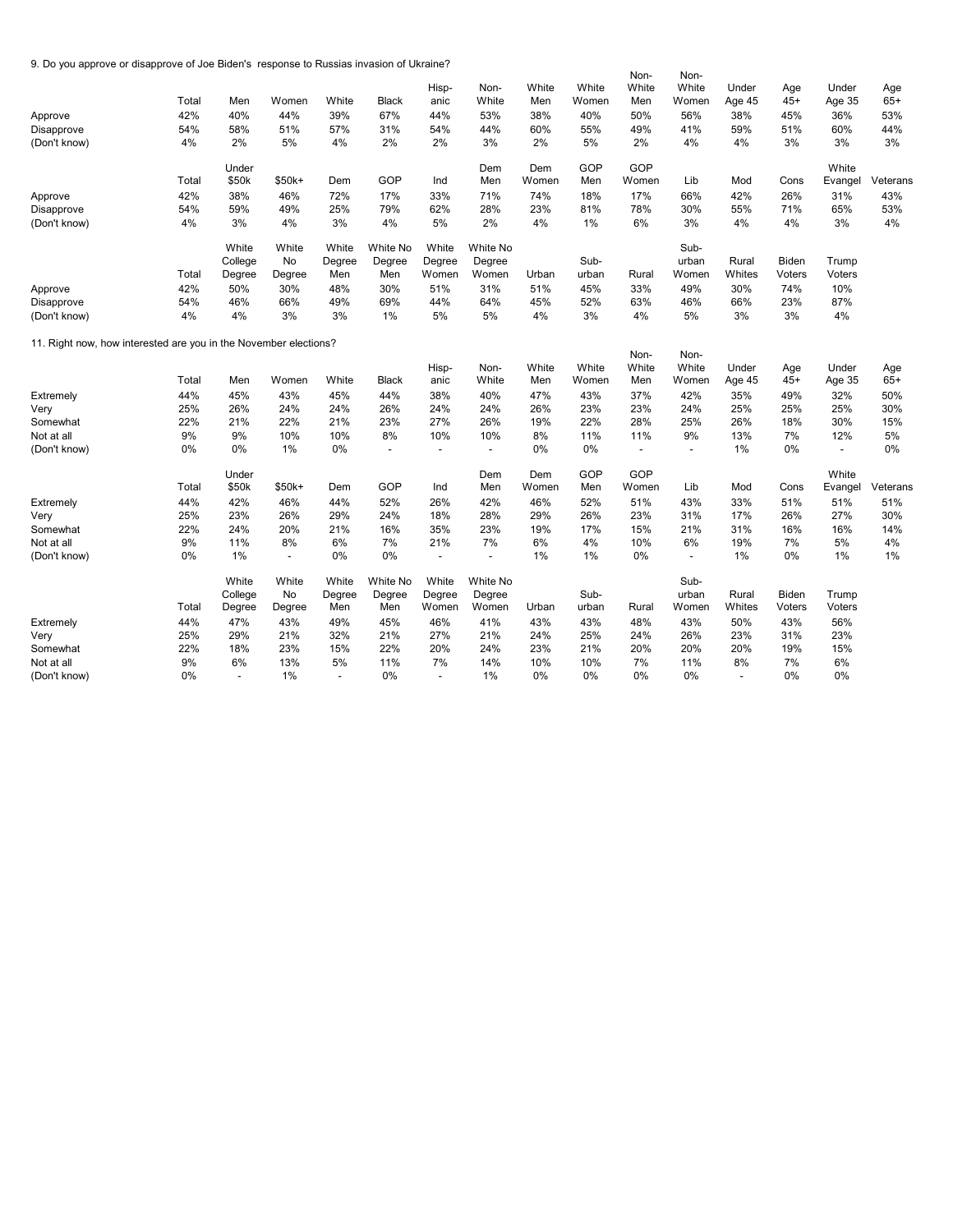9. Do you approve or disapprove of Joe Biden's response to Russias invasion of Ukraine?

| | Total | Men | Women | White | Black | Hisp-anic | Non-White | White Men | White Women | Non-White Men | Non-White Women | Under Age 45 | Age 45+ | Under Age 35 | Age 65+ |
|---|---|---|---|---|---|---|---|---|---|---|---|---|---|---|---|
| Approve | 42% | 40% | 44% | 39% | 67% | 44% | 53% | 38% | 40% | 50% | 56% | 38% | 45% | 36% | 53% |
| Disapprove | 54% | 58% | 51% | 57% | 31% | 54% | 44% | 60% | 55% | 49% | 41% | 59% | 51% | 60% | 44% |
| (Don't know) | 4% | 2% | 5% | 4% | 2% | 2% | 3% | 2% | 5% | 2% | 4% | 4% | 3% | 3% | 3% |

| | Total | Under $50k | $50k+ | Dem | GOP | Ind | Dem Men | Dem Women | GOP Men | GOP Women | Lib | Mod | Cons | White Evangel | Veterans |
|---|---|---|---|---|---|---|---|---|---|---|---|---|---|---|---|
| Approve | 42% | 38% | 46% | 72% | 17% | 33% | 71% | 74% | 18% | 17% | 66% | 42% | 26% | 31% | 43% |
| Disapprove | 54% | 59% | 49% | 25% | 79% | 62% | 28% | 23% | 81% | 78% | 30% | 55% | 71% | 65% | 53% |
| (Don't know) | 4% | 3% | 4% | 3% | 4% | 5% | 2% | 4% | 1% | 6% | 3% | 4% | 4% | 3% | 4% |

| | Total | White College Degree | White No Degree | White Degree Men | White No Degree Men | White Degree Women | White No Degree Women | Urban | Sub-urban | Rural | Sub-urban Women | Rural Whites | Biden Voters | Trump Voters |
|---|---|---|---|---|---|---|---|---|---|---|---|---|---|---|
| Approve | 42% | 50% | 30% | 48% | 30% | 51% | 31% | 51% | 45% | 33% | 49% | 30% | 74% | 10% |
| Disapprove | 54% | 46% | 66% | 49% | 69% | 44% | 64% | 45% | 52% | 63% | 46% | 66% | 23% | 87% |
| (Don't know) | 4% | 4% | 3% | 3% | 1% | 5% | 5% | 4% | 3% | 4% | 5% | 3% | 3% | 4% |

11. Right now, how interested are you in the November elections?

| | Total | Men | Women | White | Black | Hisp-anic | Non-White | White Men | White Women | Non-White Men | Non-White Women | Under Age 45 | Age 45+ | Under Age 35 | Age 65+ |
|---|---|---|---|---|---|---|---|---|---|---|---|---|---|---|---|
| Extremely | 44% | 45% | 43% | 45% | 44% | 38% | 40% | 47% | 43% | 37% | 42% | 35% | 49% | 32% | 50% |
| Very | 25% | 26% | 24% | 24% | 26% | 24% | 24% | 26% | 23% | 23% | 24% | 25% | 25% | 25% | 30% |
| Somewhat | 22% | 21% | 22% | 21% | 23% | 27% | 26% | 19% | 22% | 28% | 25% | 26% | 18% | 30% | 15% |
| Not at all | 9% | 9% | 10% | 10% | 8% | 10% | 10% | 8% | 11% | 11% | 9% | 13% | 7% | 12% | 5% |
| (Don't know) | 0% | 0% | 1% | 0% | - | - | - | 0% | 0% | - | - | 1% | 0% | - | 0% |

| | Total | Under $50k | $50k+ | Dem | GOP | Ind | Dem Men | Dem Women | GOP Men | GOP Women | Lib | Mod | Cons | White Evangel | Veterans |
|---|---|---|---|---|---|---|---|---|---|---|---|---|---|---|---|
| Extremely | 44% | 42% | 46% | 44% | 52% | 26% | 42% | 46% | 52% | 51% | 43% | 33% | 51% | 51% | 51% |
| Very | 25% | 23% | 26% | 29% | 24% | 18% | 28% | 29% | 26% | 23% | 31% | 17% | 26% | 27% | 30% |
| Somewhat | 22% | 24% | 20% | 21% | 16% | 35% | 23% | 19% | 17% | 15% | 21% | 31% | 16% | 16% | 14% |
| Not at all | 9% | 11% | 8% | 6% | 7% | 21% | 7% | 6% | 4% | 10% | 6% | 19% | 7% | 5% | 4% |
| (Don't know) | 0% | 1% | - | 0% | 0% | - | - | 1% | 1% | 0% | - | 1% | 0% | 1% | 1% |

| | Total | White College Degree | White No Degree | White Degree Men | White No Degree Men | White Degree Women | White No Degree Women | Urban | Sub-urban | Rural | Sub-urban Women | Rural Whites | Biden Voters | Trump Voters |
|---|---|---|---|---|---|---|---|---|---|---|---|---|---|---|
| Extremely | 44% | 47% | 43% | 49% | 45% | 46% | 41% | 43% | 43% | 48% | 43% | 50% | 43% | 56% |
| Very | 25% | 29% | 21% | 32% | 21% | 27% | 21% | 24% | 25% | 24% | 26% | 23% | 31% | 23% |
| Somewhat | 22% | 18% | 23% | 15% | 22% | 20% | 24% | 23% | 21% | 20% | 20% | 20% | 19% | 15% |
| Not at all | 9% | 6% | 13% | 5% | 11% | 7% | 14% | 10% | 10% | 7% | 11% | 8% | 7% | 6% |
| (Don't know) | 0% | - | 1% | - | 0% | - | 1% | 0% | 0% | 0% | 0% | - | 0% | 0% |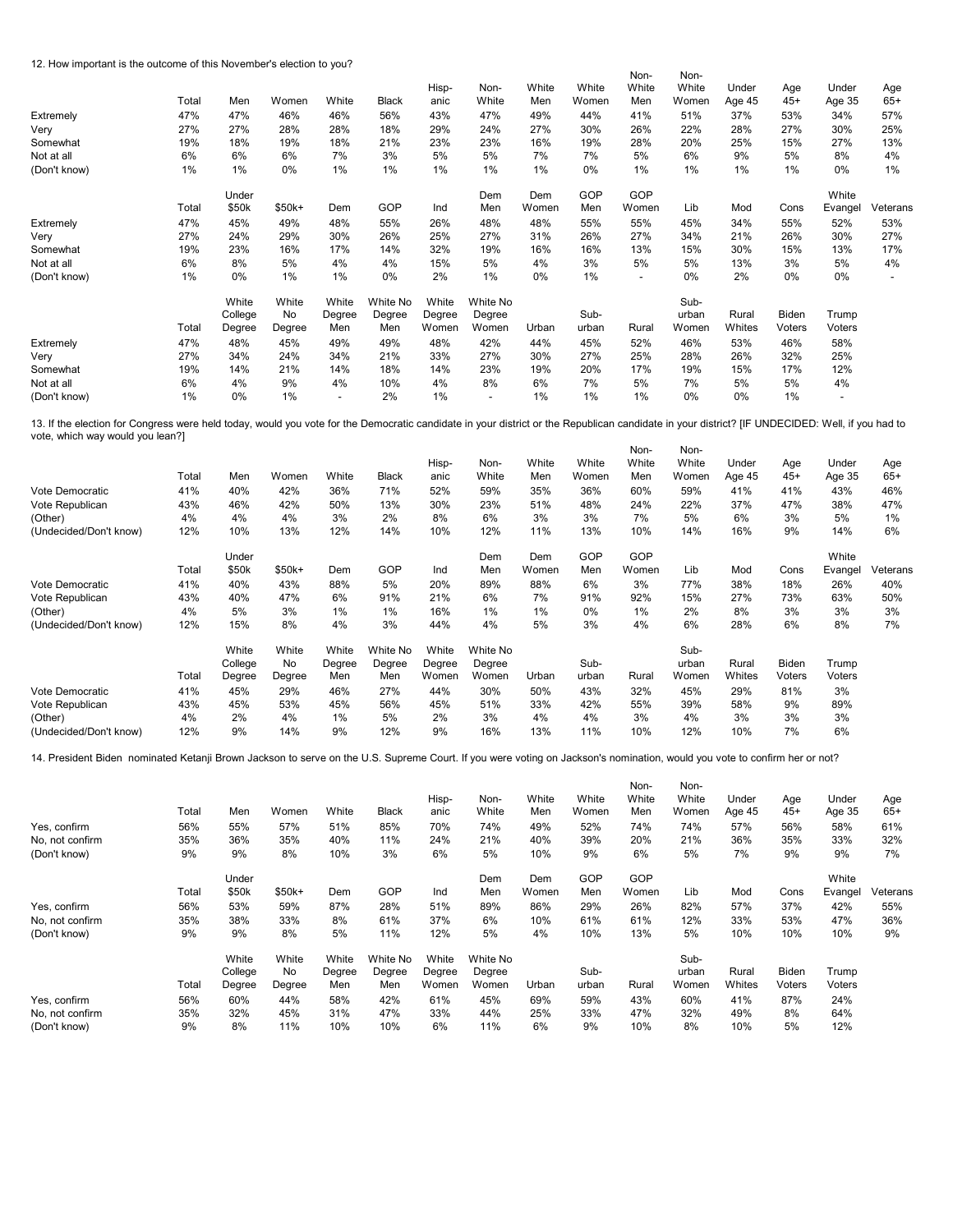12. How important is the outcome of this November's election to you?

| | Total | Men | Women | White | Black | Hisp-anic | Non-White | White Men | White Women | Non-White Men | Non-White Women | Under Age 45 | Age 45+ | Under Age 35 | Age 65+ |
|---|---|---|---|---|---|---|---|---|---|---|---|---|---|---|---|
| Extremely | 47% | 47% | 46% | 46% | 56% | 43% | 47% | 49% | 44% | 41% | 51% | 37% | 53% | 34% | 57% |
| Very | 27% | 27% | 28% | 28% | 18% | 29% | 24% | 27% | 30% | 26% | 22% | 28% | 27% | 30% | 25% |
| Somewhat | 19% | 18% | 19% | 18% | 21% | 23% | 23% | 16% | 19% | 28% | 20% | 25% | 15% | 27% | 13% |
| Not at all | 6% | 6% | 6% | 7% | 3% | 5% | 5% | 7% | 7% | 5% | 6% | 9% | 5% | 8% | 4% |
| (Don't know) | 1% | 1% | 0% | 1% | 1% | 1% | 1% | 1% | 0% | 1% | 1% | 1% | 1% | 0% | 1% |

| | Total | Under $50k | $50k+ | Dem | GOP | Ind | Dem Men | Dem Women | GOP Men | GOP Women | Lib | Mod | Cons | White Evangel | Veterans |
|---|---|---|---|---|---|---|---|---|---|---|---|---|---|---|---|
| Extremely | 47% | 45% | 49% | 48% | 55% | 26% | 48% | 48% | 55% | 55% | 45% | 34% | 55% | 52% | 53% |
| Very | 27% | 24% | 29% | 30% | 26% | 25% | 27% | 31% | 26% | 27% | 34% | 21% | 26% | 30% | 27% |
| Somewhat | 19% | 23% | 16% | 17% | 14% | 32% | 19% | 16% | 16% | 13% | 15% | 30% | 15% | 13% | 17% |
| Not at all | 6% | 8% | 5% | 4% | 4% | 15% | 5% | 4% | 3% | 5% | 5% | 13% | 3% | 5% | 4% |
| (Don't know) | 1% | 0% | 1% | 1% | 0% | 2% | 1% | 0% | 1% | - | 0% | 2% | 0% | 0% | - |

| | Total | White College Degree | White No Degree | White Degree Men | White No Degree Men | White Degree Women | White No Degree Women | Urban | Sub-urban | Rural | Sub-urban Women | Rural Whites | Biden Voters | Trump Voters |
|---|---|---|---|---|---|---|---|---|---|---|---|---|---|---|
| Extremely | 47% | 48% | 45% | 49% | 49% | 48% | 42% | 44% | 45% | 52% | 46% | 53% | 46% | 58% |
| Very | 27% | 34% | 24% | 34% | 21% | 33% | 27% | 30% | 27% | 25% | 28% | 26% | 32% | 25% |
| Somewhat | 19% | 14% | 21% | 14% | 18% | 14% | 23% | 19% | 20% | 17% | 19% | 15% | 17% | 12% |
| Not at all | 6% | 4% | 9% | 4% | 10% | 4% | 8% | 6% | 7% | 5% | 7% | 5% | 5% | 4% |
| (Don't know) | 1% | 0% | 1% | - | 2% | 1% | - | 1% | 1% | 1% | 0% | 0% | 1% | - |

13. If the election for Congress were held today, would you vote for the Democratic candidate in your district or the Republican candidate in your district? [IF UNDECIDED: Well, if you had to vote, which way would you lean?]

| | Total | Men | Women | White | Black | Hisp-anic | Non-White | White Men | White Women | Non-White Men | Non-White Women | Under Age 45 | Age 45+ | Under Age 35 | Age 65+ |
|---|---|---|---|---|---|---|---|---|---|---|---|---|---|---|---|
| Vote Democratic | 41% | 40% | 42% | 36% | 71% | 52% | 59% | 35% | 36% | 60% | 59% | 41% | 41% | 43% | 46% |
| Vote Republican | 43% | 46% | 42% | 50% | 13% | 30% | 23% | 51% | 48% | 24% | 22% | 37% | 47% | 38% | 47% |
| (Other) | 4% | 4% | 4% | 3% | 2% | 8% | 6% | 3% | 3% | 7% | 5% | 6% | 3% | 5% | 1% |
| (Undecided/Don't know) | 12% | 10% | 13% | 12% | 14% | 10% | 12% | 11% | 13% | 10% | 14% | 16% | 9% | 14% | 6% |

| | Total | Under $50k | $50k+ | Dem | GOP | Ind | Dem Men | Dem Women | GOP Men | GOP Women | Lib | Mod | Cons | White Evangel | Veterans |
|---|---|---|---|---|---|---|---|---|---|---|---|---|---|---|---|
| Vote Democratic | 41% | 40% | 43% | 88% | 5% | 20% | 89% | 88% | 6% | 3% | 77% | 38% | 18% | 26% | 40% |
| Vote Republican | 43% | 40% | 47% | 6% | 91% | 21% | 6% | 7% | 91% | 92% | 15% | 27% | 73% | 63% | 50% |
| (Other) | 4% | 5% | 3% | 1% | 1% | 16% | 1% | 1% | 0% | 1% | 2% | 8% | 3% | 3% | 3% |
| (Undecided/Don't know) | 12% | 15% | 8% | 4% | 3% | 44% | 4% | 5% | 3% | 4% | 6% | 28% | 6% | 8% | 7% |

| | Total | White College Degree | White No Degree | White Degree Men | White No Degree Men | White Degree Women | White No Degree Women | Urban | Sub-urban | Rural | Sub-urban Women | Rural Whites | Biden Voters | Trump Voters |
|---|---|---|---|---|---|---|---|---|---|---|---|---|---|---|
| Vote Democratic | 41% | 45% | 29% | 46% | 27% | 44% | 30% | 50% | 43% | 32% | 45% | 29% | 81% | 3% |
| Vote Republican | 43% | 45% | 53% | 45% | 56% | 45% | 51% | 33% | 42% | 55% | 39% | 58% | 9% | 89% |
| (Other) | 4% | 2% | 4% | 1% | 5% | 2% | 3% | 4% | 4% | 3% | 4% | 3% | 3% | 3% |
| (Undecided/Don't know) | 12% | 9% | 14% | 9% | 12% | 9% | 16% | 13% | 11% | 10% | 12% | 10% | 7% | 6% |

14. President Biden nominated Ketanji Brown Jackson to serve on the U.S. Supreme Court. If you were voting on Jackson's nomination, would you vote to confirm her or not?

| | Total | Men | Women | White | Black | Hisp-anic | Non-White | White Men | White Women | Non-White Men | Non-White Women | Under Age 45 | Age 45+ | Under Age 35 | Age 65+ |
|---|---|---|---|---|---|---|---|---|---|---|---|---|---|---|---|
| Yes, confirm | 56% | 55% | 57% | 51% | 85% | 70% | 74% | 49% | 52% | 74% | 74% | 57% | 56% | 58% | 61% |
| No, not confirm | 35% | 36% | 35% | 40% | 11% | 24% | 21% | 40% | 39% | 20% | 21% | 36% | 35% | 33% | 32% |
| (Don't know) | 9% | 9% | 8% | 10% | 3% | 6% | 5% | 10% | 9% | 6% | 5% | 7% | 9% | 9% | 7% |

| | Total | Under $50k | $50k+ | Dem | GOP | Ind | Dem Men | Dem Women | GOP Men | GOP Women | Lib | Mod | Cons | White Evangel | Veterans |
|---|---|---|---|---|---|---|---|---|---|---|---|---|---|---|---|
| Yes, confirm | 56% | 53% | 59% | 87% | 28% | 51% | 89% | 86% | 29% | 26% | 82% | 57% | 37% | 42% | 55% |
| No, not confirm | 35% | 38% | 33% | 8% | 61% | 37% | 6% | 10% | 61% | 61% | 12% | 33% | 53% | 47% | 36% |
| (Don't know) | 9% | 9% | 8% | 5% | 11% | 12% | 5% | 4% | 10% | 13% | 5% | 10% | 10% | 10% | 9% |

| | Total | White College Degree | White No Degree | White Degree Men | White No Degree Men | White Degree Women | White No Degree Women | Urban | Sub-urban | Rural | Sub-urban Women | Rural Whites | Biden Voters | Trump Voters |
|---|---|---|---|---|---|---|---|---|---|---|---|---|---|---|
| Yes, confirm | 56% | 60% | 44% | 58% | 42% | 61% | 45% | 69% | 59% | 43% | 60% | 41% | 87% | 24% |
| No, not confirm | 35% | 32% | 45% | 31% | 47% | 33% | 44% | 25% | 33% | 47% | 32% | 49% | 8% | 64% |
| (Don't know) | 9% | 8% | 11% | 10% | 10% | 6% | 11% | 6% | 9% | 10% | 8% | 10% | 5% | 12% |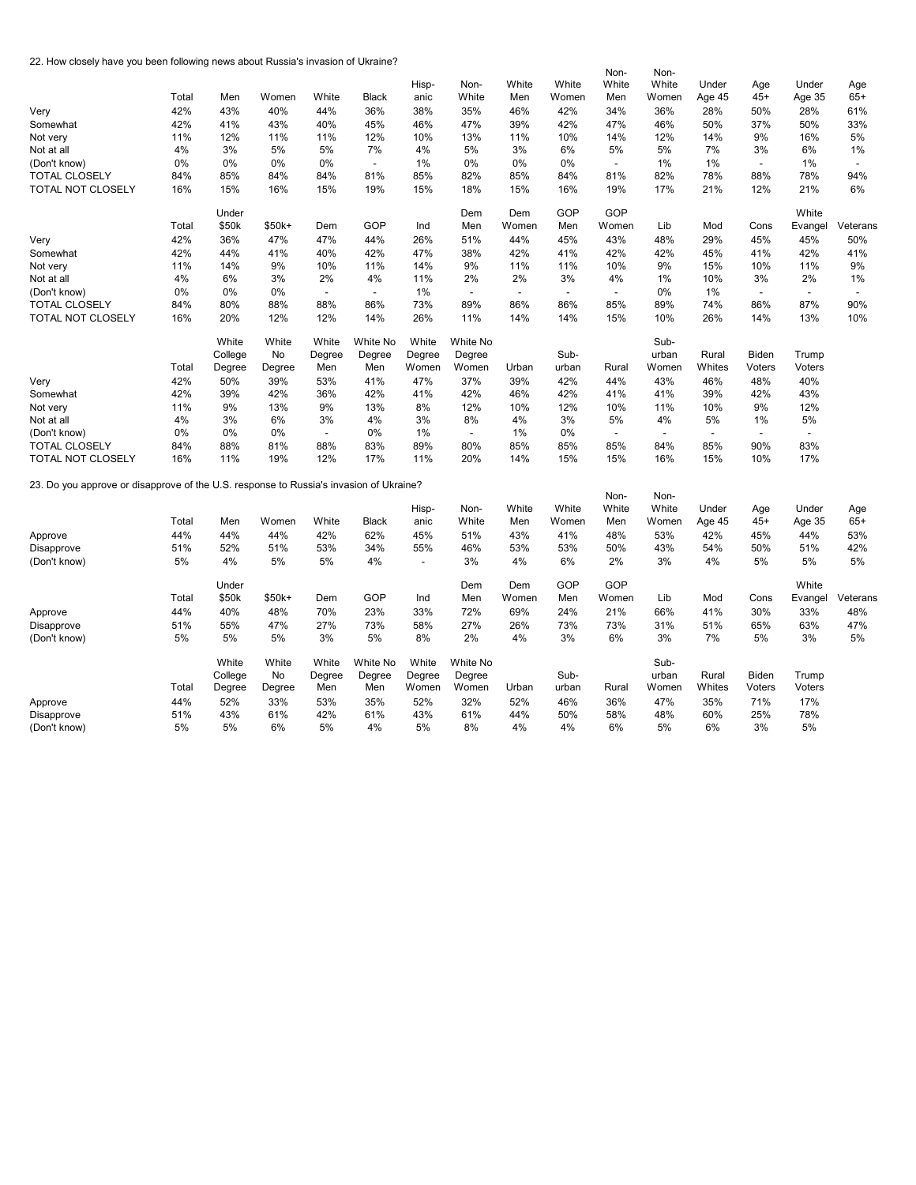22. How closely have you been following news about Russia's invasion of Ukraine?

| | Total | Men | Women | White | Black | Hisp-anic | Non-White | White Men | White Women | Non-White Men | Non-White Women | Under Age 45 | Age 45+ | Under Age 35 | Age 65+ |
|---|---|---|---|---|---|---|---|---|---|---|---|---|---|---|---|
| Very | 42% | 43% | 40% | 44% | 36% | 38% | 35% | 46% | 42% | 34% | 36% | 28% | 50% | 28% | 61% |
| Somewhat | 42% | 41% | 43% | 40% | 45% | 46% | 47% | 39% | 42% | 47% | 46% | 50% | 37% | 50% | 33% |
| Not very | 11% | 12% | 11% | 11% | 12% | 10% | 13% | 11% | 10% | 14% | 12% | 14% | 9% | 16% | 5% |
| Not at all | 4% | 3% | 5% | 5% | 7% | 4% | 5% | 3% | 6% | 5% | 5% | 7% | 3% | 6% | 1% |
| (Don't know) | 0% | 0% | 0% | 0% | - | 1% | 0% | 0% | 0% | - | 1% | 1% | - | 1% | - |
| TOTAL CLOSELY | 84% | 85% | 84% | 84% | 81% | 85% | 82% | 85% | 84% | 81% | 82% | 78% | 88% | 78% | 94% |
| TOTAL NOT CLOSELY | 16% | 15% | 16% | 15% | 19% | 15% | 18% | 15% | 16% | 19% | 17% | 21% | 12% | 21% | 6% |

| | Total | Under $50k | $50k+ | Dem | GOP | Ind | Dem Men | Dem Women | GOP Men | GOP Women | Lib | Mod | Cons | White Evangel | Veterans |
|---|---|---|---|---|---|---|---|---|---|---|---|---|---|---|---|
| Very | 42% | 36% | 47% | 47% | 44% | 26% | 51% | 44% | 45% | 43% | 48% | 29% | 45% | 45% | 50% |
| Somewhat | 42% | 44% | 41% | 40% | 42% | 47% | 38% | 42% | 41% | 42% | 42% | 45% | 41% | 42% | 41% |
| Not very | 11% | 14% | 9% | 10% | 11% | 14% | 9% | 11% | 11% | 10% | 9% | 15% | 10% | 11% | 9% |
| Not at all | 4% | 6% | 3% | 2% | 4% | 11% | 2% | 2% | 3% | 4% | 1% | 10% | 3% | 2% | 1% |
| (Don't know) | 0% | 0% | 0% | - | - | 1% | - | - | - | - | 0% | 1% | - | - | - |
| TOTAL CLOSELY | 84% | 80% | 88% | 88% | 86% | 73% | 89% | 86% | 86% | 85% | 89% | 74% | 86% | 87% | 90% |
| TOTAL NOT CLOSELY | 16% | 20% | 12% | 12% | 14% | 26% | 11% | 14% | 14% | 15% | 10% | 26% | 14% | 13% | 10% |

| | Total | White College Degree | White No Degree | White Degree Men | White No Degree Men | White Degree Women | White No Degree Women | Urban | Sub-urban | Rural | Sub-urban Women | Rural Whites | Biden Voters | Trump Voters |
|---|---|---|---|---|---|---|---|---|---|---|---|---|---|---|
| Very | 42% | 50% | 39% | 53% | 41% | 47% | 37% | 39% | 42% | 44% | 43% | 46% | 48% | 40% |
| Somewhat | 42% | 39% | 42% | 36% | 42% | 41% | 42% | 46% | 42% | 41% | 41% | 39% | 42% | 43% |
| Not very | 11% | 9% | 13% | 9% | 13% | 8% | 12% | 10% | 12% | 10% | 11% | 10% | 9% | 12% |
| Not at all | 4% | 3% | 6% | 3% | 4% | 3% | 8% | 4% | 3% | 5% | 4% | 5% | 1% | 5% |
| (Don't know) | 0% | 0% | 0% | - | 0% | 1% | - | 1% | 0% | - | - | - | - | - |
| TOTAL CLOSELY | 84% | 88% | 81% | 88% | 83% | 89% | 80% | 85% | 85% | 85% | 84% | 85% | 90% | 83% |
| TOTAL NOT CLOSELY | 16% | 11% | 19% | 12% | 17% | 11% | 20% | 14% | 15% | 15% | 16% | 15% | 10% | 17% |

23. Do you approve or disapprove of the U.S. response to Russia's invasion of Ukraine?

| | Total | Men | Women | White | Black | Hisp-anic | Non-White | White Men | White Women | Non-White Men | Non-White Women | Under Age 45 | Age 45+ | Under Age 35 | Age 65+ |
|---|---|---|---|---|---|---|---|---|---|---|---|---|---|---|---|
| Approve | 44% | 44% | 44% | 42% | 62% | 45% | 51% | 43% | 41% | 48% | 53% | 42% | 45% | 44% | 53% |
| Disapprove | 51% | 52% | 51% | 53% | 34% | 55% | 46% | 53% | 53% | 50% | 43% | 54% | 50% | 51% | 42% |
| (Don't know) | 5% | 4% | 5% | 5% | 4% | - | 3% | 4% | 6% | 2% | 3% | 4% | 5% | 5% | 5% |

| | Total | Under $50k | $50k+ | Dem | GOP | Ind | Dem Men | Dem Women | GOP Men | GOP Women | Lib | Mod | Cons | White Evangel | Veterans |
|---|---|---|---|---|---|---|---|---|---|---|---|---|---|---|---|
| Approve | 44% | 40% | 48% | 70% | 23% | 33% | 72% | 69% | 24% | 21% | 66% | 41% | 30% | 33% | 48% |
| Disapprove | 51% | 55% | 47% | 27% | 73% | 58% | 27% | 26% | 73% | 73% | 31% | 51% | 65% | 63% | 47% |
| (Don't know) | 5% | 5% | 5% | 3% | 5% | 8% | 2% | 4% | 3% | 6% | 3% | 7% | 5% | 3% | 5% |

| | Total | White College Degree | White No Degree | White Degree Men | White No Degree Men | White Degree Women | White No Degree Women | Urban | Sub-urban | Rural | Sub-urban Women | Rural Whites | Biden Voters | Trump Voters |
|---|---|---|---|---|---|---|---|---|---|---|---|---|---|---|
| Approve | 44% | 52% | 33% | 53% | 35% | 52% | 32% | 52% | 46% | 36% | 47% | 35% | 71% | 17% |
| Disapprove | 51% | 43% | 61% | 42% | 61% | 43% | 61% | 44% | 50% | 58% | 48% | 60% | 25% | 78% |
| (Don't know) | 5% | 5% | 6% | 5% | 4% | 5% | 8% | 4% | 4% | 6% | 5% | 6% | 3% | 5% |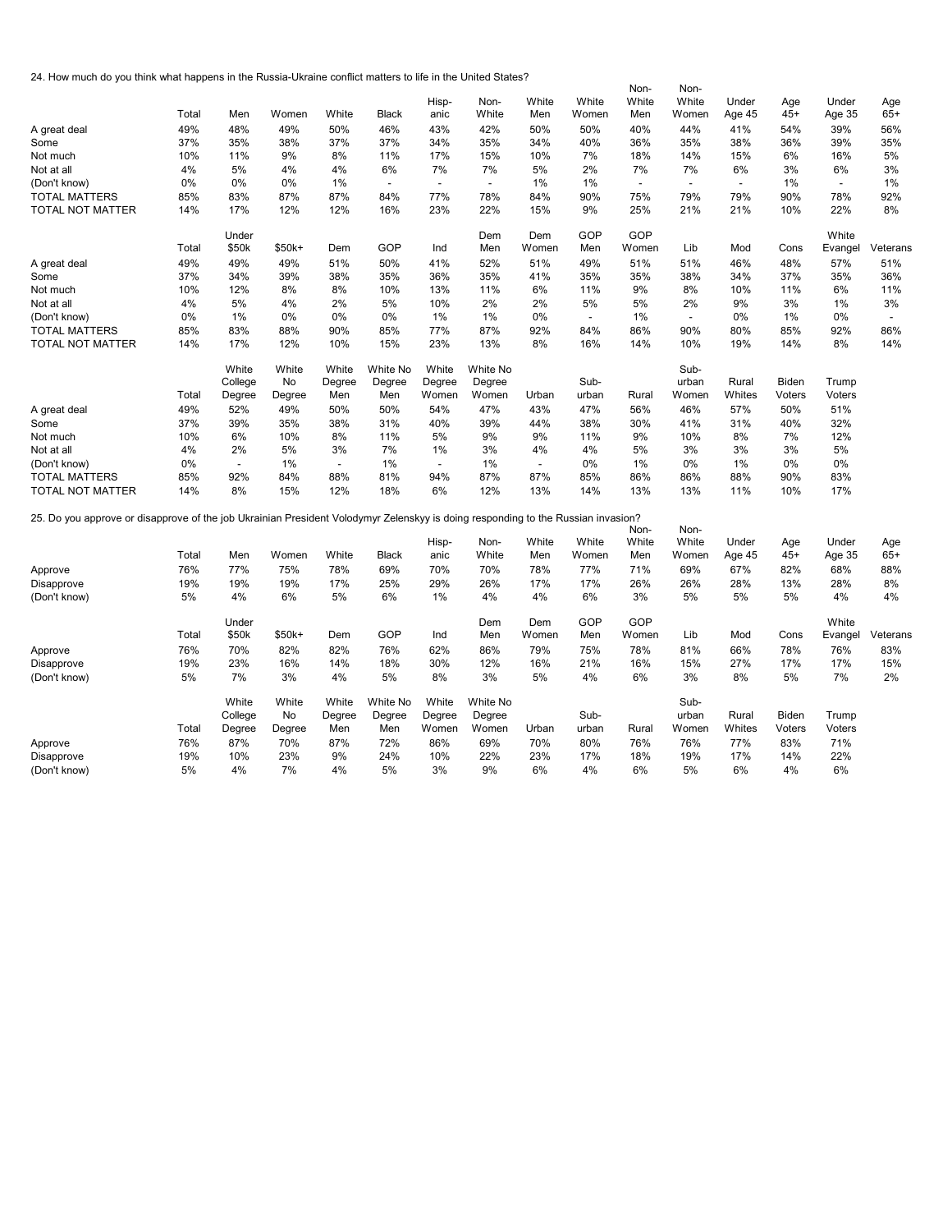24. How much do you think what happens in the Russia-Ukraine conflict matters to life in the United States?

| | Total | Men | Women | White | Black | Hisp-anic | Non-White | White Men | White Women | Non-White Men | Non-White Women | Under Age 45 | Age 45+ | Under Age 35 | Age 65+ |
|---|---|---|---|---|---|---|---|---|---|---|---|---|---|---|---|
| A great deal | 49% | 48% | 49% | 50% | 46% | 43% | 42% | 50% | 50% | 40% | 44% | 41% | 54% | 39% | 56% |
| Some | 37% | 35% | 38% | 37% | 37% | 34% | 35% | 34% | 40% | 36% | 35% | 38% | 36% | 39% | 35% |
| Not much | 10% | 11% | 9% | 8% | 11% | 17% | 15% | 10% | 7% | 18% | 14% | 15% | 6% | 16% | 5% |
| Not at all | 4% | 5% | 4% | 4% | 6% | 7% | 7% | 5% | 2% | 7% | 7% | 6% | 3% | 6% | 3% |
| (Don't know) | 0% | 0% | 0% | 1% | - | - | - | 1% | 1% | - | - | - | 1% | - | 1% |
| TOTAL MATTERS | 85% | 83% | 87% | 87% | 84% | 77% | 78% | 84% | 90% | 75% | 79% | 79% | 90% | 78% | 92% |
| TOTAL NOT MATTER | 14% | 17% | 12% | 12% | 16% | 23% | 22% | 15% | 9% | 25% | 21% | 21% | 10% | 22% | 8% |

| | Total | Under $50k | $50k+ | Dem | GOP | Ind | Dem Men | Dem Women | GOP Men | GOP Women | Lib | Mod | Cons | White Evangel | Veterans |
|---|---|---|---|---|---|---|---|---|---|---|---|---|---|---|---|
| A great deal | 49% | 49% | 49% | 51% | 50% | 41% | 52% | 51% | 49% | 51% | 51% | 46% | 48% | 57% | 51% |
| Some | 37% | 34% | 39% | 38% | 35% | 36% | 35% | 41% | 35% | 35% | 38% | 34% | 37% | 35% | 36% |
| Not much | 10% | 12% | 8% | 8% | 10% | 13% | 11% | 6% | 11% | 9% | 8% | 10% | 11% | 6% | 11% |
| Not at all | 4% | 5% | 4% | 2% | 5% | 10% | 2% | 2% | 5% | 5% | 2% | 9% | 3% | 1% | 3% |
| (Don't know) | 0% | 1% | 0% | 0% | 0% | 1% | 1% | 0% | - | 1% | - | 0% | 1% | 0% | - |
| TOTAL MATTERS | 85% | 83% | 88% | 90% | 85% | 77% | 87% | 92% | 84% | 86% | 90% | 80% | 85% | 92% | 86% |
| TOTAL NOT MATTER | 14% | 17% | 12% | 10% | 15% | 23% | 13% | 8% | 16% | 14% | 10% | 19% | 14% | 8% | 14% |

| | Total | White College Degree | White No Degree | White Degree Men | White No Degree Men | White Degree Women | White No Degree Women | Urban | Sub-urban | Rural | Sub-urban Women | Rural Whites | Biden Voters | Trump Voters |
|---|---|---|---|---|---|---|---|---|---|---|---|---|---|---|
| A great deal | 49% | 52% | 49% | 50% | 50% | 54% | 47% | 43% | 47% | 56% | 46% | 57% | 50% | 51% |
| Some | 37% | 39% | 35% | 38% | 31% | 40% | 39% | 44% | 38% | 30% | 41% | 31% | 40% | 32% |
| Not much | 10% | 6% | 10% | 8% | 11% | 5% | 9% | 9% | 11% | 9% | 10% | 8% | 7% | 12% |
| Not at all | 4% | 2% | 5% | 3% | 7% | 1% | 3% | 4% | 4% | 5% | 3% | 3% | 3% | 5% |
| (Don't know) | 0% | - | 1% | - | 1% | - | 1% | - | 0% | 1% | 0% | 1% | 0% | 0% |
| TOTAL MATTERS | 85% | 92% | 84% | 88% | 81% | 94% | 87% | 87% | 85% | 86% | 86% | 88% | 90% | 83% |
| TOTAL NOT MATTER | 14% | 8% | 15% | 12% | 18% | 6% | 12% | 13% | 14% | 13% | 13% | 11% | 10% | 17% |

25. Do you approve or disapprove of the job Ukrainian President Volodymyr Zelenskyy is doing responding to the Russian invasion?

| | Total | Men | Women | White | Black | Hisp-anic | Non-White | White Men | White Women | Non-White Men | Non-White Women | Under Age 45 | Age 45+ | Under Age 35 | Age 65+ |
|---|---|---|---|---|---|---|---|---|---|---|---|---|---|---|---|
| Approve | 76% | 77% | 75% | 78% | 69% | 70% | 70% | 78% | 77% | 71% | 69% | 67% | 82% | 68% | 88% |
| Disapprove | 19% | 19% | 19% | 17% | 25% | 29% | 26% | 17% | 17% | 26% | 26% | 28% | 13% | 28% | 8% |
| (Don't know) | 5% | 4% | 6% | 5% | 6% | 1% | 4% | 4% | 6% | 3% | 5% | 5% | 5% | 4% | 4% |

| | Total | Under $50k | $50k+ | Dem | GOP | Ind | Dem Men | Dem Women | GOP Men | GOP Women | Lib | Mod | Cons | White Evangel | Veterans |
|---|---|---|---|---|---|---|---|---|---|---|---|---|---|---|---|
| Approve | 76% | 70% | 82% | 82% | 76% | 62% | 86% | 79% | 75% | 78% | 81% | 66% | 78% | 76% | 83% |
| Disapprove | 19% | 23% | 16% | 14% | 18% | 30% | 12% | 16% | 21% | 16% | 15% | 27% | 17% | 17% | 15% |
| (Don't know) | 5% | 7% | 3% | 4% | 5% | 8% | 3% | 5% | 4% | 6% | 3% | 8% | 5% | 7% | 2% |

| | Total | White College Degree | White No Degree | White Degree Men | White No Degree Men | White Degree Women | White No Degree Women | Urban | Sub-urban | Rural | Sub-urban Women | Rural Whites | Biden Voters | Trump Voters |
|---|---|---|---|---|---|---|---|---|---|---|---|---|---|---|
| Approve | 76% | 87% | 70% | 87% | 72% | 86% | 69% | 70% | 80% | 76% | 76% | 77% | 83% | 71% |
| Disapprove | 19% | 10% | 23% | 9% | 24% | 10% | 22% | 23% | 17% | 18% | 19% | 17% | 14% | 22% |
| (Don't know) | 5% | 4% | 7% | 4% | 5% | 3% | 9% | 6% | 4% | 6% | 5% | 6% | 4% | 6% |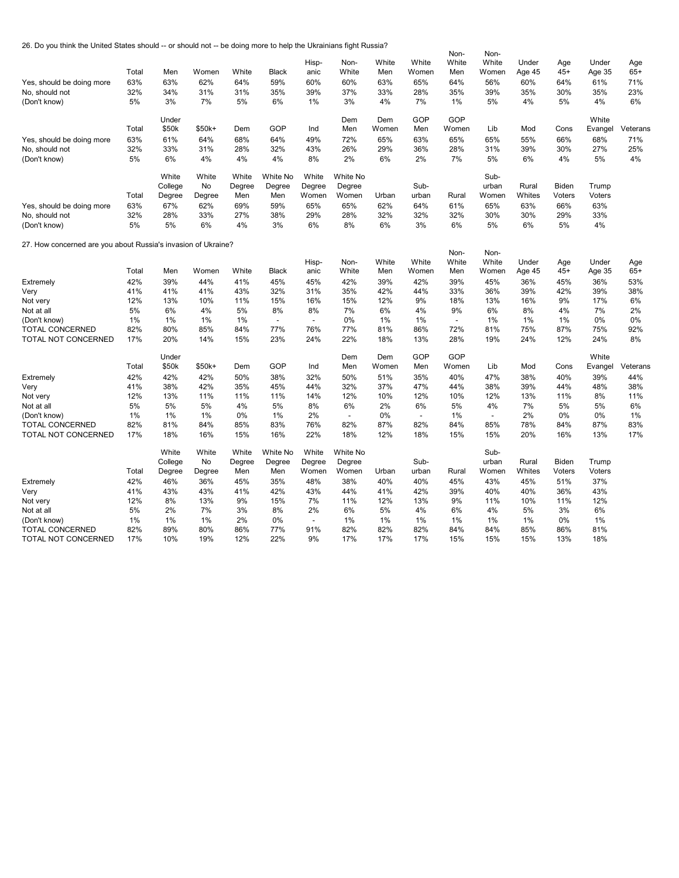26. Do you think the United States should -- or should not -- be doing more to help the Ukrainians fight Russia?

| | Total | Men | Women | White | Black | Hisp-anic | Non-White | White Men | White Women | Non-White Men | Non-White Women | Under Age 45 | Age 45+ | Under Age 35 | Age 65+ |
|---|---|---|---|---|---|---|---|---|---|---|---|---|---|---|---|
| Yes, should be doing more | 63% | 63% | 62% | 64% | 59% | 60% | 60% | 63% | 65% | 64% | 56% | 60% | 64% | 61% | 71% |
| No, should not | 32% | 34% | 31% | 31% | 35% | 39% | 37% | 33% | 28% | 35% | 39% | 35% | 30% | 35% | 23% |
| (Don't know) | 5% | 3% | 7% | 5% | 6% | 1% | 3% | 4% | 7% | 1% | 5% | 4% | 5% | 4% | 6% |

| | Total | Under $50k | $50k+ | Dem | GOP | Ind | Dem Men | Dem Women | GOP Men | GOP Women | Lib | Mod | Cons | White Evangel | Veterans |
|---|---|---|---|---|---|---|---|---|---|---|---|---|---|---|---|
| Yes, should be doing more | 63% | 61% | 64% | 68% | 64% | 49% | 72% | 65% | 63% | 65% | 65% | 55% | 66% | 68% | 71% |
| No, should not | 32% | 33% | 31% | 28% | 32% | 43% | 26% | 29% | 36% | 28% | 31% | 39% | 30% | 27% | 25% |
| (Don't know) | 5% | 6% | 4% | 4% | 4% | 8% | 2% | 6% | 2% | 7% | 5% | 6% | 4% | 5% | 4% |

| | Total | White College Degree | White No Degree | White Degree Men | White No Degree Men | White Degree Women | White No Degree Women | Urban | Sub-urban | Rural | Sub-urban Women | Rural Whites | Biden Voters | Trump Voters |
|---|---|---|---|---|---|---|---|---|---|---|---|---|---|---|
| Yes, should be doing more | 63% | 67% | 62% | 69% | 59% | 65% | 65% | 62% | 64% | 61% | 65% | 63% | 66% | 63% |
| No, should not | 32% | 28% | 33% | 27% | 38% | 29% | 28% | 32% | 32% | 32% | 30% | 30% | 29% | 33% |
| (Don't know) | 5% | 5% | 6% | 4% | 3% | 6% | 8% | 6% | 3% | 6% | 5% | 6% | 5% | 4% |

27. How concerned are you about Russia's invasion of Ukraine?

| | Total | Men | Women | White | Black | Hisp-anic | Non-White | White Men | White Women | Non-White Men | Non-White Women | Under Age 45 | Age 45+ | Under Age 35 | Age 65+ |
|---|---|---|---|---|---|---|---|---|---|---|---|---|---|---|---|
| Extremely | 42% | 39% | 44% | 41% | 45% | 45% | 42% | 39% | 42% | 39% | 45% | 36% | 45% | 36% | 53% |
| Very | 41% | 41% | 41% | 43% | 32% | 31% | 35% | 42% | 44% | 33% | 36% | 39% | 42% | 39% | 38% |
| Not very | 12% | 13% | 10% | 11% | 15% | 16% | 15% | 12% | 9% | 18% | 13% | 16% | 9% | 17% | 6% |
| Not at all | 5% | 6% | 4% | 5% | 8% | 8% | 7% | 6% | 4% | 9% | 6% | 8% | 4% | 7% | 2% |
| (Don't know) | 1% | 1% | 1% | 1% | - | - | 0% | 1% | 1% | - | 1% | 1% | 1% | 0% | 0% |
| TOTAL CONCERNED | 82% | 80% | 85% | 84% | 77% | 76% | 77% | 81% | 86% | 72% | 81% | 75% | 87% | 75% | 92% |
| TOTAL NOT CONCERNED | 17% | 20% | 14% | 15% | 23% | 24% | 22% | 18% | 13% | 28% | 19% | 24% | 12% | 24% | 8% |

| | Total | Under $50k | $50k+ | Dem | GOP | Ind | Dem Men | Dem Women | GOP Men | GOP Women | Lib | Mod | Cons | White Evangel | Veterans |
|---|---|---|---|---|---|---|---|---|---|---|---|---|---|---|---|
| Extremely | 42% | 42% | 42% | 50% | 38% | 32% | 50% | 51% | 35% | 40% | 47% | 38% | 40% | 39% | 44% |
| Very | 41% | 38% | 42% | 35% | 45% | 44% | 32% | 37% | 47% | 44% | 38% | 39% | 44% | 48% | 38% |
| Not very | 12% | 13% | 11% | 11% | 11% | 14% | 12% | 10% | 12% | 10% | 12% | 13% | 11% | 8% | 11% |
| Not at all | 5% | 5% | 5% | 4% | 5% | 8% | 6% | 2% | 6% | 5% | 4% | 7% | 5% | 5% | 6% |
| (Don't know) | 1% | 1% | 1% | 0% | 1% | 2% | - | 0% | - | 1% | - | 2% | 0% | 0% | 1% |
| TOTAL CONCERNED | 82% | 81% | 84% | 85% | 83% | 76% | 82% | 87% | 82% | 84% | 85% | 78% | 84% | 87% | 83% |
| TOTAL NOT CONCERNED | 17% | 18% | 16% | 15% | 16% | 22% | 18% | 12% | 18% | 15% | 15% | 20% | 16% | 13% | 17% |

| | Total | White College Degree | White No Degree | White Degree Men | White No Degree Men | White Degree Women | White No Degree Women | Urban | Sub-urban | Rural | Sub-urban Women | Rural Whites | Biden Voters | Trump Voters |
|---|---|---|---|---|---|---|---|---|---|---|---|---|---|---|
| Extremely | 42% | 46% | 36% | 45% | 35% | 48% | 38% | 40% | 40% | 45% | 43% | 45% | 51% | 37% |
| Very | 41% | 43% | 43% | 41% | 42% | 43% | 44% | 41% | 42% | 39% | 40% | 40% | 36% | 43% |
| Not very | 12% | 8% | 13% | 9% | 15% | 7% | 11% | 12% | 13% | 9% | 11% | 10% | 11% | 12% |
| Not at all | 5% | 2% | 7% | 3% | 8% | 2% | 6% | 5% | 4% | 6% | 4% | 5% | 3% | 6% |
| (Don't know) | 1% | 1% | 1% | 2% | 0% | - | 1% | 1% | 1% | 1% | 1% | 1% | 0% | 1% |
| TOTAL CONCERNED | 82% | 89% | 80% | 86% | 77% | 91% | 82% | 82% | 82% | 84% | 84% | 85% | 86% | 81% |
| TOTAL NOT CONCERNED | 17% | 10% | 19% | 12% | 22% | 9% | 17% | 17% | 17% | 15% | 15% | 15% | 13% | 18% |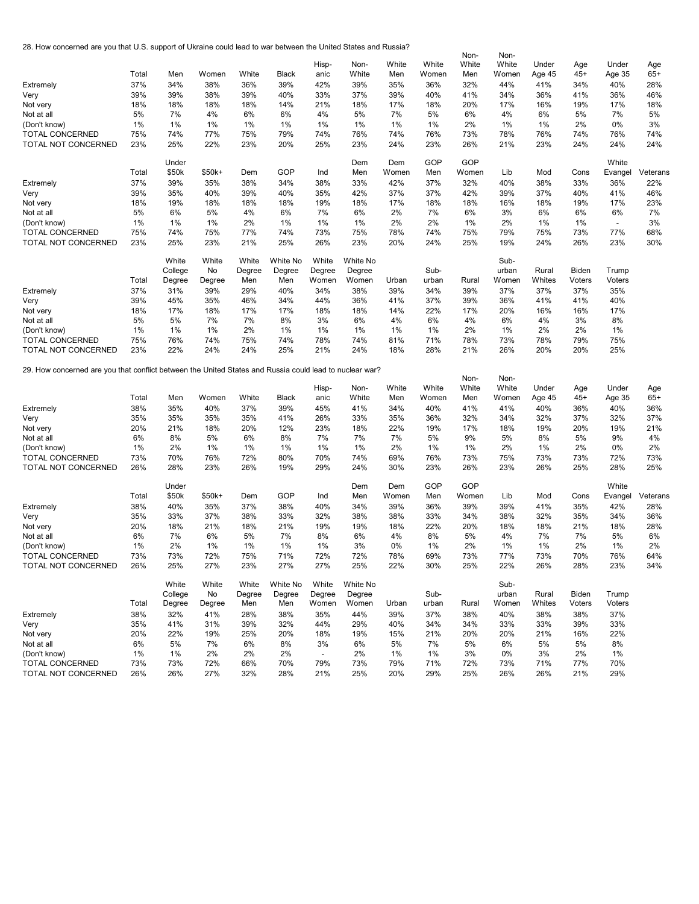28. How concerned are you that U.S. support of Ukraine could lead to war between the United States and Russia?

| | Total | Men | Women | White | Black | Hisp-anic | Non-White | White Men | White Women | Non-White Men | Non-White Women | Under Age 45 | Age 45+ | Under Age 35 | Age 65+ |
|---|---|---|---|---|---|---|---|---|---|---|---|---|---|---|---|
| Extremely | 37% | 34% | 38% | 36% | 39% | 42% | 39% | 35% | 36% | 32% | 44% | 41% | 34% | 40% | 28% |
| Very | 39% | 39% | 38% | 39% | 40% | 33% | 37% | 39% | 40% | 41% | 34% | 36% | 41% | 36% | 46% |
| Not very | 18% | 18% | 18% | 18% | 14% | 21% | 18% | 17% | 18% | 20% | 17% | 16% | 19% | 17% | 18% |
| Not at all | 5% | 7% | 4% | 6% | 6% | 4% | 5% | 7% | 5% | 6% | 4% | 6% | 5% | 7% | 5% |
| (Don't know) | 1% | 1% | 1% | 1% | 1% | 1% | 1% | 1% | 1% | 2% | 1% | 1% | 2% | 0% | 3% |
| TOTAL CONCERNED | 75% | 74% | 77% | 75% | 79% | 74% | 76% | 74% | 76% | 73% | 78% | 76% | 74% | 76% | 74% |
| TOTAL NOT CONCERNED | 23% | 25% | 22% | 23% | 20% | 25% | 23% | 24% | 23% | 26% | 21% | 23% | 24% | 24% | 24% |

| | Total | Under $50k | $50k+ | Dem | GOP | Ind | Dem Men | Dem Women | GOP Men | GOP Women | Lib | Mod | Cons | White Evangel | Veterans |
|---|---|---|---|---|---|---|---|---|---|---|---|---|---|---|---|
| Extremely | 37% | 39% | 35% | 38% | 34% | 38% | 33% | 42% | 37% | 32% | 40% | 38% | 33% | 36% | 22% |
| Very | 39% | 35% | 40% | 39% | 40% | 35% | 42% | 37% | 37% | 42% | 39% | 37% | 40% | 41% | 46% |
| Not very | 18% | 19% | 18% | 18% | 18% | 19% | 18% | 17% | 18% | 18% | 16% | 18% | 19% | 17% | 23% |
| Not at all | 5% | 6% | 5% | 4% | 6% | 7% | 6% | 2% | 7% | 6% | 3% | 6% | 6% | 6% | 7% |
| (Don't know) | 1% | 1% | 1% | 2% | 1% | 1% | 1% | 2% | 2% | 1% | 2% | 1% | 1% | - | 3% |
| TOTAL CONCERNED | 75% | 74% | 75% | 77% | 74% | 73% | 75% | 78% | 74% | 75% | 79% | 75% | 73% | 77% | 68% |
| TOTAL NOT CONCERNED | 23% | 25% | 23% | 21% | 25% | 26% | 23% | 20% | 24% | 25% | 19% | 24% | 26% | 23% | 30% |

| | Total | White College Degree | White No Degree | White Degree Men | White No Degree Men | White Degree Women | White No Degree Women | Urban | Sub-urban | Rural | Sub-urban Women | Rural Whites | Biden Voters | Trump Voters |
|---|---|---|---|---|---|---|---|---|---|---|---|---|---|---|
| Extremely | 37% | 31% | 39% | 29% | 40% | 34% | 38% | 39% | 34% | 39% | 37% | 37% | 37% | 35% |
| Very | 39% | 45% | 35% | 46% | 34% | 44% | 36% | 41% | 37% | 39% | 36% | 41% | 41% | 40% |
| Not very | 18% | 17% | 18% | 17% | 17% | 18% | 18% | 14% | 22% | 17% | 20% | 16% | 16% | 17% |
| Not at all | 5% | 5% | 7% | 7% | 8% | 3% | 6% | 4% | 6% | 4% | 6% | 4% | 3% | 8% |
| (Don't know) | 1% | 1% | 1% | 2% | 1% | 1% | 1% | 1% | 1% | 2% | 1% | 2% | 2% | 1% |
| TOTAL CONCERNED | 75% | 76% | 74% | 75% | 74% | 78% | 74% | 81% | 71% | 78% | 73% | 78% | 79% | 75% |
| TOTAL NOT CONCERNED | 23% | 22% | 24% | 24% | 25% | 21% | 24% | 18% | 28% | 21% | 26% | 20% | 20% | 25% |

29. How concerned are you that conflict between the United States and Russia could lead to nuclear war?

| | Total | Men | Women | White | Black | Hisp-anic | Non-White | White Men | White Women | Non-White Men | Non-White Women | Under Age 45 | Age 45+ | Under Age 35 | Age 65+ |
|---|---|---|---|---|---|---|---|---|---|---|---|---|---|---|---|
| Extremely | 38% | 35% | 40% | 37% | 39% | 45% | 41% | 34% | 40% | 41% | 41% | 40% | 36% | 40% | 36% |
| Very | 35% | 35% | 35% | 35% | 41% | 26% | 33% | 35% | 36% | 32% | 34% | 32% | 37% | 32% | 37% |
| Not very | 20% | 21% | 18% | 20% | 12% | 23% | 18% | 22% | 19% | 17% | 18% | 19% | 20% | 19% | 21% |
| Not at all | 6% | 8% | 5% | 6% | 8% | 7% | 7% | 7% | 5% | 9% | 5% | 8% | 5% | 9% | 4% |
| (Don't know) | 1% | 2% | 1% | 1% | 1% | 1% | 1% | 2% | 1% | 1% | 2% | 1% | 2% | 0% | 2% |
| TOTAL CONCERNED | 73% | 70% | 76% | 72% | 80% | 70% | 74% | 69% | 76% | 73% | 75% | 73% | 73% | 72% | 73% |
| TOTAL NOT CONCERNED | 26% | 28% | 23% | 26% | 19% | 29% | 24% | 30% | 23% | 26% | 23% | 26% | 25% | 28% | 25% |

| | Total | Under $50k | $50k+ | Dem | GOP | Ind | Dem Men | Dem Women | GOP Men | GOP Women | Lib | Mod | Cons | White Evangel | Veterans |
|---|---|---|---|---|---|---|---|---|---|---|---|---|---|---|---|
| Extremely | 38% | 40% | 35% | 37% | 38% | 40% | 34% | 39% | 36% | 39% | 39% | 41% | 35% | 42% | 28% |
| Very | 35% | 33% | 37% | 38% | 33% | 32% | 38% | 38% | 33% | 34% | 38% | 32% | 35% | 34% | 36% |
| Not very | 20% | 18% | 21% | 18% | 21% | 19% | 19% | 18% | 22% | 20% | 18% | 18% | 21% | 18% | 28% |
| Not at all | 6% | 7% | 6% | 5% | 7% | 8% | 6% | 4% | 8% | 5% | 4% | 7% | 7% | 5% | 6% |
| (Don't know) | 1% | 2% | 1% | 1% | 1% | 1% | 3% | 0% | 1% | 2% | 1% | 1% | 2% | 1% | 2% |
| TOTAL CONCERNED | 73% | 73% | 72% | 75% | 71% | 72% | 72% | 78% | 69% | 73% | 77% | 73% | 70% | 76% | 64% |
| TOTAL NOT CONCERNED | 26% | 25% | 27% | 23% | 27% | 27% | 25% | 22% | 30% | 25% | 22% | 26% | 28% | 23% | 34% |

| | Total | White College Degree | White No Degree | White Degree Men | White No Degree Men | White Degree Women | White No Degree Women | Urban | Sub-urban | Rural | Sub-urban Women | Rural Whites | Biden Voters | Trump Voters |
|---|---|---|---|---|---|---|---|---|---|---|---|---|---|---|
| Extremely | 38% | 32% | 41% | 28% | 38% | 35% | 44% | 39% | 37% | 38% | 40% | 38% | 38% | 37% |
| Very | 35% | 41% | 31% | 39% | 32% | 44% | 29% | 40% | 34% | 34% | 33% | 33% | 39% | 33% |
| Not very | 20% | 22% | 19% | 25% | 20% | 18% | 19% | 15% | 21% | 20% | 20% | 21% | 16% | 22% |
| Not at all | 6% | 5% | 7% | 6% | 8% | 3% | 6% | 5% | 7% | 5% | 6% | 5% | 5% | 8% |
| (Don't know) | 1% | 1% | 2% | 2% | 2% | - | 2% | 1% | 1% | 3% | 0% | 3% | 2% | 1% |
| TOTAL CONCERNED | 73% | 73% | 72% | 66% | 70% | 79% | 73% | 79% | 71% | 72% | 73% | 71% | 77% | 70% |
| TOTAL NOT CONCERNED | 26% | 26% | 27% | 32% | 28% | 21% | 25% | 20% | 29% | 25% | 26% | 26% | 21% | 29% |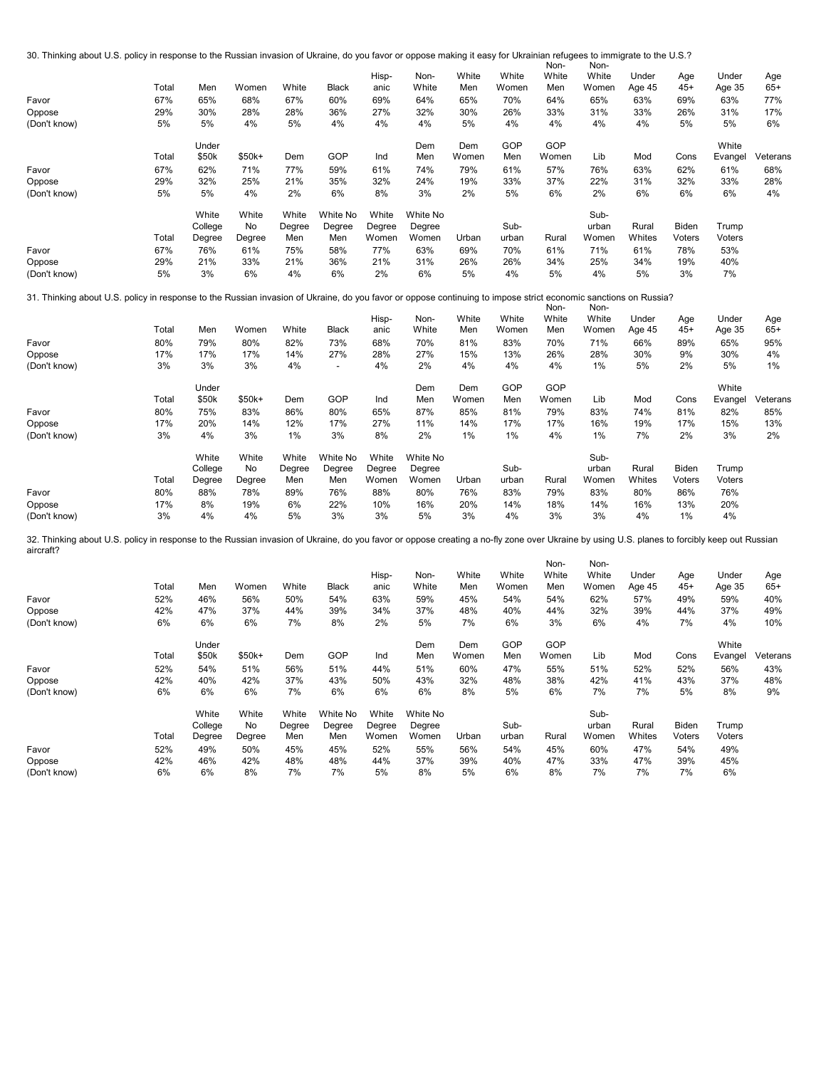30. Thinking about U.S. policy in response to the Russian invasion of Ukraine, do you favor or oppose making it easy for Ukrainian refugees to immigrate to the U.S.?

| | Total | Men | Women | White | Black | Hisp-anic | Non-White | White Men | White Women | Non-White Men | Non-White Women | Under Age 45 | Age 45+ | Under Age 35 | Age 65+ |
|---|---|---|---|---|---|---|---|---|---|---|---|---|---|---|---|
| Favor | 67% | 65% | 68% | 67% | 60% | 69% | 64% | 65% | 70% | 64% | 65% | 63% | 69% | 63% | 77% |
| Oppose | 29% | 30% | 28% | 28% | 36% | 27% | 32% | 30% | 26% | 33% | 31% | 33% | 26% | 31% | 17% |
| (Don't know) | 5% | 5% | 4% | 5% | 4% | 4% | 4% | 5% | 4% | 4% | 4% | 4% | 5% | 5% | 6% |

| | Total | Under $50k | $50k+ | Dem | GOP | Ind | Dem Men | Dem Women | GOP Men | GOP Women | Lib | Mod | Cons | White Evangel | Veterans |
|---|---|---|---|---|---|---|---|---|---|---|---|---|---|---|---|
| Favor | 67% | 62% | 71% | 77% | 59% | 61% | 74% | 79% | 61% | 57% | 76% | 63% | 62% | 61% | 68% |
| Oppose | 29% | 32% | 25% | 21% | 35% | 32% | 24% | 19% | 33% | 37% | 22% | 31% | 32% | 33% | 28% |
| (Don't know) | 5% | 5% | 4% | 2% | 6% | 8% | 3% | 2% | 5% | 6% | 2% | 6% | 6% | 6% | 4% |

| | Total | White College Degree | White No Degree | White Degree Men | White No Degree Men | White Degree Women | White No Degree Women | Urban | Sub-urban | Rural | Sub-urban Women | Rural Whites | Biden Voters | Trump Voters |
|---|---|---|---|---|---|---|---|---|---|---|---|---|---|---|
| Favor | 67% | 76% | 61% | 75% | 58% | 77% | 63% | 69% | 70% | 61% | 71% | 61% | 78% | 53% |
| Oppose | 29% | 21% | 33% | 21% | 36% | 21% | 31% | 26% | 26% | 34% | 25% | 34% | 19% | 40% |
| (Don't know) | 5% | 3% | 6% | 4% | 6% | 2% | 6% | 5% | 4% | 5% | 4% | 5% | 3% | 7% |

31. Thinking about U.S. policy in response to the Russian invasion of Ukraine, do you favor or oppose continuing to impose strict economic sanctions on Russia?

| | Total | Men | Women | White | Black | Hisp-anic | Non-White | White Men | White Women | Non-White Men | Non-White Women | Under Age 45 | Age 45+ | Under Age 35 | Age 65+ |
|---|---|---|---|---|---|---|---|---|---|---|---|---|---|---|---|
| Favor | 80% | 79% | 80% | 82% | 73% | 68% | 70% | 81% | 83% | 70% | 71% | 66% | 89% | 65% | 95% |
| Oppose | 17% | 17% | 17% | 14% | 27% | 28% | 27% | 15% | 13% | 26% | 28% | 30% | 9% | 30% | 4% |
| (Don't know) | 3% | 3% | 3% | 4% | - | 4% | 2% | 4% | 4% | 4% | 1% | 5% | 2% | 5% | 1% |

| | Total | Under $50k | $50k+ | Dem | GOP | Ind | Dem Men | Dem Women | GOP Men | GOP Women | Lib | Mod | Cons | White Evangel | Veterans |
|---|---|---|---|---|---|---|---|---|---|---|---|---|---|---|---|
| Favor | 80% | 75% | 83% | 86% | 80% | 65% | 87% | 85% | 81% | 79% | 83% | 74% | 81% | 82% | 85% |
| Oppose | 17% | 20% | 14% | 12% | 17% | 27% | 11% | 14% | 17% | 17% | 16% | 19% | 17% | 15% | 13% |
| (Don't know) | 3% | 4% | 3% | 1% | 3% | 8% | 2% | 1% | 1% | 4% | 1% | 7% | 2% | 3% | 2% |

| | Total | White College Degree | White No Degree | White Degree Men | White No Degree Men | White Degree Women | White No Degree Women | Urban | Sub-urban | Rural | Sub-urban Women | Rural Whites | Biden Voters | Trump Voters |
|---|---|---|---|---|---|---|---|---|---|---|---|---|---|---|
| Favor | 80% | 88% | 78% | 89% | 76% | 88% | 80% | 76% | 83% | 79% | 83% | 80% | 86% | 76% |
| Oppose | 17% | 8% | 19% | 6% | 22% | 10% | 16% | 20% | 14% | 18% | 14% | 16% | 13% | 20% |
| (Don't know) | 3% | 4% | 4% | 5% | 3% | 3% | 5% | 3% | 4% | 3% | 3% | 4% | 1% | 4% |

32. Thinking about U.S. policy in response to the Russian invasion of Ukraine, do you favor or oppose creating a no-fly zone over Ukraine by using U.S. planes to forcibly keep out Russian aircraft?

| | Total | Men | Women | White | Black | Hisp-anic | Non-White | White Men | White Women | Non-White Men | Non-White Women | Under Age 45 | Age 45+ | Under Age 35 | Age 65+ |
|---|---|---|---|---|---|---|---|---|---|---|---|---|---|---|---|
| Favor | 52% | 46% | 56% | 50% | 54% | 63% | 59% | 45% | 54% | 54% | 62% | 57% | 49% | 59% | 40% |
| Oppose | 42% | 47% | 37% | 44% | 39% | 34% | 37% | 48% | 40% | 44% | 32% | 39% | 44% | 37% | 49% |
| (Don't know) | 6% | 6% | 6% | 7% | 8% | 2% | 5% | 7% | 6% | 3% | 6% | 4% | 7% | 4% | 10% |

| | Total | Under $50k | $50k+ | Dem | GOP | Ind | Dem Men | Dem Women | GOP Men | GOP Women | Lib | Mod | Cons | White Evangel | Veterans |
|---|---|---|---|---|---|---|---|---|---|---|---|---|---|---|---|
| Favor | 52% | 54% | 51% | 56% | 51% | 44% | 51% | 60% | 47% | 55% | 51% | 52% | 52% | 56% | 43% |
| Oppose | 42% | 40% | 42% | 37% | 43% | 50% | 43% | 32% | 48% | 38% | 42% | 41% | 43% | 37% | 48% |
| (Don't know) | 6% | 6% | 6% | 7% | 6% | 6% | 6% | 8% | 5% | 6% | 7% | 7% | 5% | 8% | 9% |

| | Total | White College Degree | White No Degree | White Degree Men | White No Degree Men | White Degree Women | White No Degree Women | Urban | Sub-urban | Rural | Sub-urban Women | Rural Whites | Biden Voters | Trump Voters |
|---|---|---|---|---|---|---|---|---|---|---|---|---|---|---|
| Favor | 52% | 49% | 50% | 45% | 45% | 52% | 55% | 56% | 54% | 45% | 60% | 47% | 54% | 49% |
| Oppose | 42% | 46% | 42% | 48% | 48% | 44% | 37% | 39% | 40% | 47% | 33% | 47% | 39% | 45% |
| (Don't know) | 6% | 6% | 8% | 7% | 7% | 5% | 8% | 5% | 6% | 8% | 7% | 7% | 7% | 6% |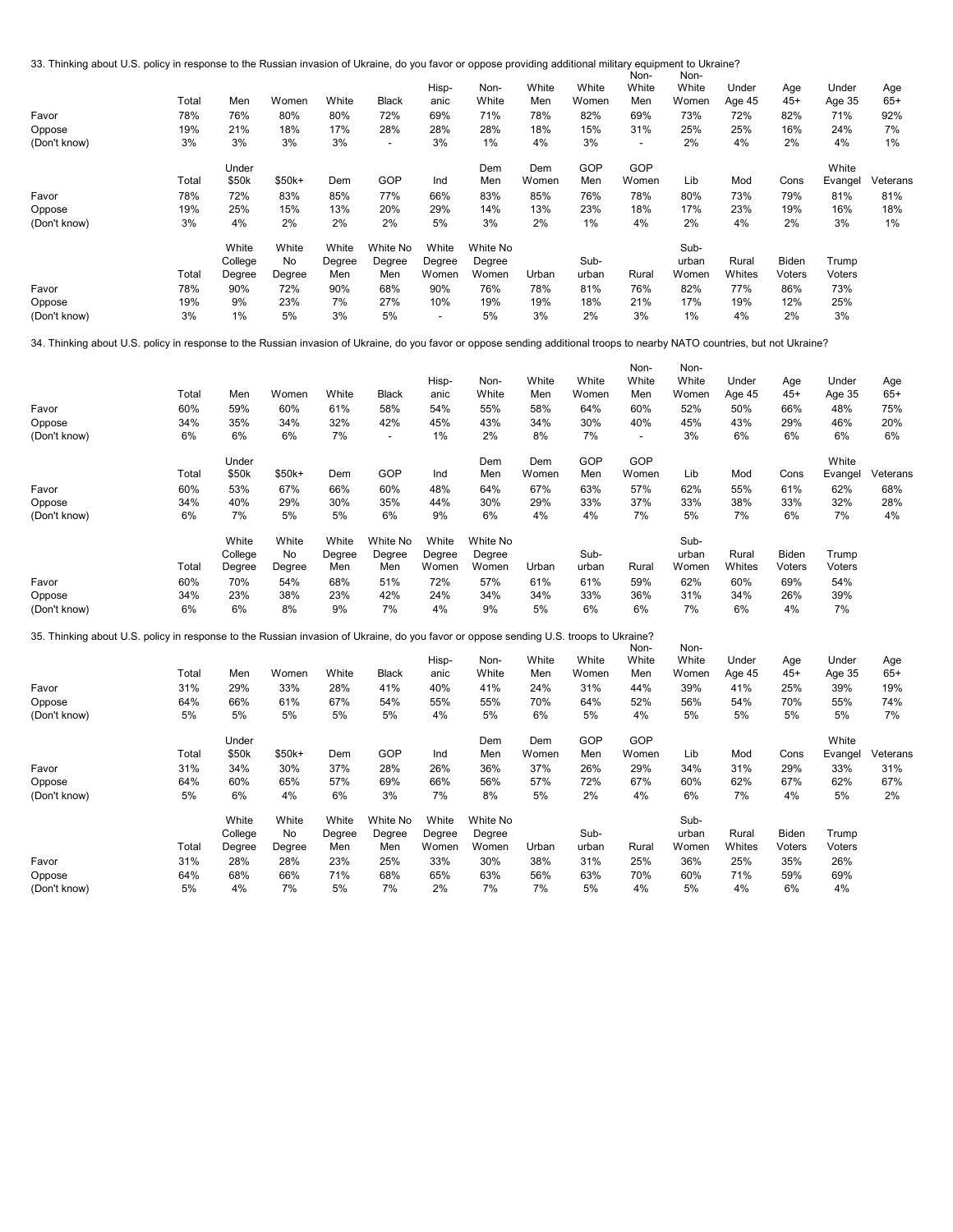33. Thinking about U.S. policy in response to the Russian invasion of Ukraine, do you favor or oppose providing additional military equipment to Ukraine?

| | Total | Men | Women | White | Black | Hisp-anic | Non-White | White Men | White Women | Non-White Men | Non-White Women | Under Age 45 | Age 45+ | Under Age 35 | Age 65+ |
|---|---|---|---|---|---|---|---|---|---|---|---|---|---|---|---|
| Favor | 78% | 76% | 80% | 80% | 72% | 69% | 71% | 78% | 82% | 69% | 73% | 72% | 82% | 71% | 92% |
| Oppose | 19% | 21% | 18% | 17% | 28% | 28% | 28% | 18% | 15% | 31% | 25% | 25% | 16% | 24% | 7% |
| (Don't know) | 3% | 3% | 3% | 3% | - | 3% | 1% | 4% | 3% | - | 2% | 4% | 2% | 4% | 1% |

| | Total | Under $50k | $50k+ | Dem | GOP | Ind | Dem Men | Dem Women | GOP Men | GOP Women | Lib | Mod | Cons | White Evangel | Veterans |
|---|---|---|---|---|---|---|---|---|---|---|---|---|---|---|---|
| Favor | 78% | 72% | 83% | 85% | 77% | 66% | 83% | 85% | 76% | 78% | 80% | 73% | 79% | 81% | 81% |
| Oppose | 19% | 25% | 15% | 13% | 20% | 29% | 14% | 13% | 23% | 18% | 17% | 23% | 19% | 16% | 18% |
| (Don't know) | 3% | 4% | 2% | 2% | 2% | 5% | 3% | 2% | 1% | 4% | 2% | 4% | 2% | 3% | 1% |

| | Total | White College Degree | White No Degree | White Degree Men | White No Degree Men | White Degree Women | White No Degree Women | Urban | Sub-urban | Rural | Sub-urban Women | Rural Whites | Biden Voters | Trump Voters |
|---|---|---|---|---|---|---|---|---|---|---|---|---|---|---|
| Favor | 78% | 90% | 72% | 90% | 68% | 90% | 76% | 78% | 81% | 76% | 82% | 77% | 86% | 73% |
| Oppose | 19% | 9% | 23% | 7% | 27% | 10% | 19% | 19% | 18% | 21% | 17% | 19% | 12% | 25% |
| (Don't know) | 3% | 1% | 5% | 3% | 5% | - | 5% | 3% | 2% | 3% | 1% | 4% | 2% | 3% |

34. Thinking about U.S. policy in response to the Russian invasion of Ukraine, do you favor or oppose sending additional troops to nearby NATO countries, but not Ukraine?

| | Total | Men | Women | White | Black | Hisp-anic | Non-White | White Men | White Women | Non-White Men | Non-White Women | Under Age 45 | Age 45+ | Under Age 35 | Age 65+ |
|---|---|---|---|---|---|---|---|---|---|---|---|---|---|---|---|
| Favor | 60% | 59% | 60% | 61% | 58% | 54% | 55% | 58% | 64% | 60% | 52% | 50% | 66% | 48% | 75% |
| Oppose | 34% | 35% | 34% | 32% | 42% | 45% | 43% | 34% | 30% | 40% | 45% | 43% | 29% | 46% | 20% |
| (Don't know) | 6% | 6% | 6% | 7% | - | 1% | 2% | 8% | 7% | - | 3% | 6% | 6% | 6% | 6% |

| | Total | Under $50k | $50k+ | Dem | GOP | Ind | Dem Men | Dem Women | GOP Men | GOP Women | Lib | Mod | Cons | White Evangel | Veterans |
|---|---|---|---|---|---|---|---|---|---|---|---|---|---|---|---|
| Favor | 60% | 53% | 67% | 66% | 60% | 48% | 64% | 67% | 63% | 57% | 62% | 55% | 61% | 62% | 68% |
| Oppose | 34% | 40% | 29% | 30% | 35% | 44% | 30% | 29% | 33% | 37% | 33% | 38% | 33% | 32% | 28% |
| (Don't know) | 6% | 7% | 5% | 5% | 6% | 9% | 6% | 4% | 4% | 7% | 5% | 7% | 6% | 7% | 4% |

| | Total | White College Degree | White No Degree | White Degree Men | White No Degree Men | White Degree Women | White No Degree Women | Urban | Sub-urban | Rural | Sub-urban Women | Rural Whites | Biden Voters | Trump Voters |
|---|---|---|---|---|---|---|---|---|---|---|---|---|---|---|
| Favor | 60% | 70% | 54% | 68% | 51% | 72% | 57% | 61% | 61% | 59% | 62% | 60% | 69% | 54% |
| Oppose | 34% | 23% | 38% | 23% | 42% | 24% | 34% | 34% | 33% | 36% | 31% | 34% | 26% | 39% |
| (Don't know) | 6% | 6% | 8% | 9% | 7% | 4% | 9% | 5% | 6% | 6% | 7% | 6% | 4% | 7% |

35. Thinking about U.S. policy in response to the Russian invasion of Ukraine, do you favor or oppose sending U.S. troops to Ukraine?

| | Total | Men | Women | White | Black | Hisp-anic | Non-White | White Men | White Women | Non-White Men | Non-White Women | Under Age 45 | Age 45+ | Under Age 35 | Age 65+ |
|---|---|---|---|---|---|---|---|---|---|---|---|---|---|---|---|
| Favor | 31% | 29% | 33% | 28% | 41% | 40% | 41% | 24% | 31% | 44% | 39% | 41% | 25% | 39% | 19% |
| Oppose | 64% | 66% | 61% | 67% | 54% | 55% | 55% | 70% | 64% | 52% | 56% | 54% | 70% | 55% | 74% |
| (Don't know) | 5% | 5% | 5% | 5% | 5% | 4% | 5% | 6% | 5% | 4% | 5% | 5% | 5% | 5% | 7% |

| | Total | Under $50k | $50k+ | Dem | GOP | Ind | Dem Men | Dem Women | GOP Men | GOP Women | Lib | Mod | Cons | White Evangel | Veterans |
|---|---|---|---|---|---|---|---|---|---|---|---|---|---|---|---|
| Favor | 31% | 34% | 30% | 37% | 28% | 26% | 36% | 37% | 26% | 29% | 34% | 31% | 29% | 33% | 31% |
| Oppose | 64% | 60% | 65% | 57% | 69% | 66% | 56% | 57% | 72% | 67% | 60% | 62% | 67% | 62% | 67% |
| (Don't know) | 5% | 6% | 4% | 6% | 3% | 7% | 8% | 5% | 2% | 4% | 6% | 7% | 4% | 5% | 2% |

| | Total | White College Degree | White No Degree | White Degree Men | White No Degree Men | White Degree Women | White No Degree Women | Urban | Sub-urban | Rural | Sub-urban Women | Rural Whites | Biden Voters | Trump Voters |
|---|---|---|---|---|---|---|---|---|---|---|---|---|---|---|
| Favor | 31% | 28% | 28% | 23% | 25% | 33% | 30% | 38% | 31% | 25% | 36% | 25% | 35% | 26% |
| Oppose | 64% | 68% | 66% | 71% | 68% | 65% | 63% | 56% | 63% | 70% | 60% | 71% | 59% | 69% |
| (Don't know) | 5% | 4% | 7% | 5% | 7% | 2% | 7% | 7% | 5% | 4% | 5% | 4% | 6% | 4% |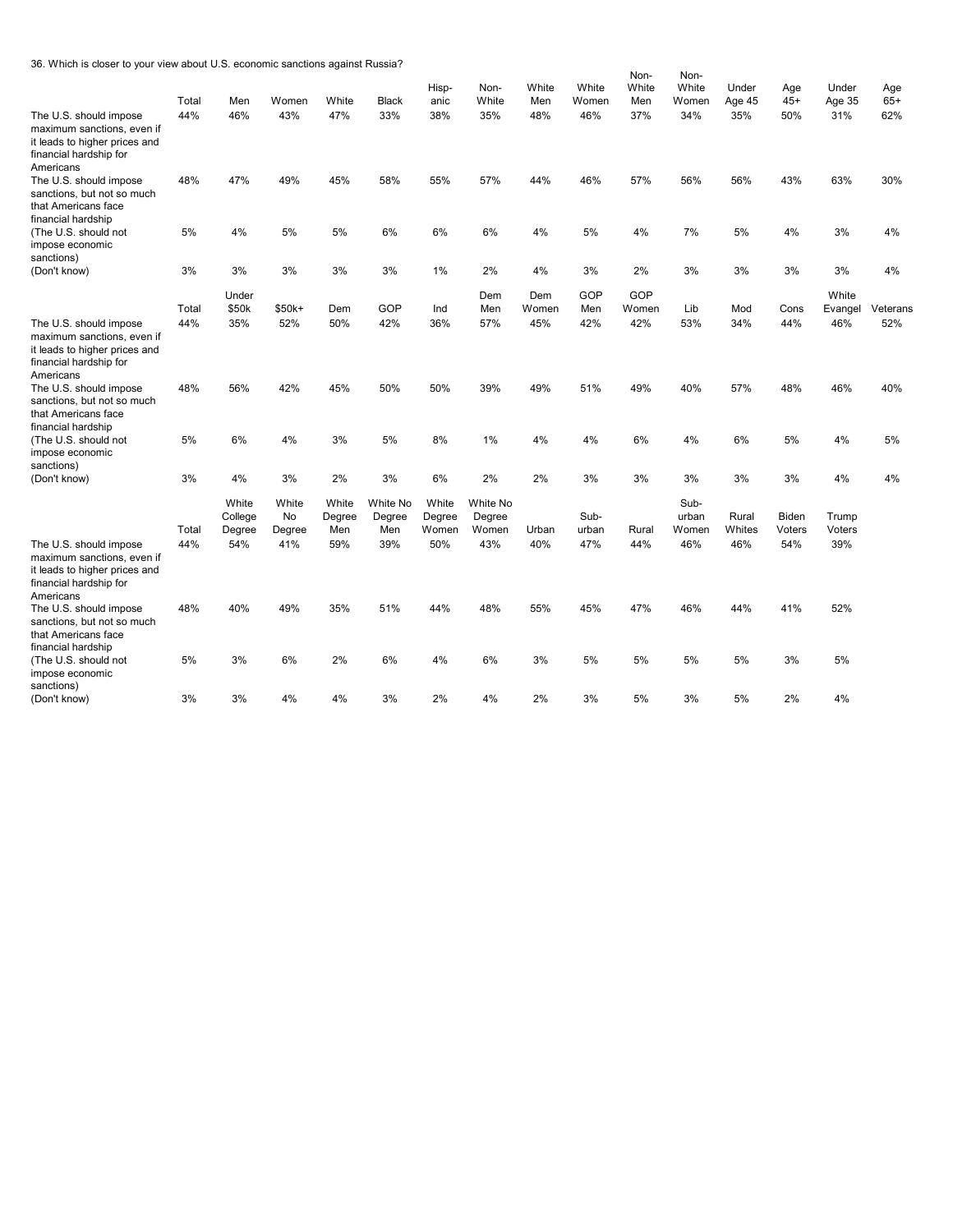36. Which is closer to your view about U.S. economic sanctions against Russia?

| | Total | Men | Women | White | Black | Hisp-anic | Non-White | White Men | White Women | Non-White Men | Non-White Women | Under Age 45 | Age 45+ | Under Age 35 | Age 65+ |
|---|---|---|---|---|---|---|---|---|---|---|---|---|---|---|---|
| The U.S. should impose maximum sanctions, even if it leads to higher prices and financial hardship for Americans | 44% | 46% | 43% | 47% | 33% | 38% | 35% | 48% | 46% | 37% | 34% | 35% | 50% | 31% | 62% |
| The U.S. should impose sanctions, but not so much that Americans face financial hardship | 48% | 47% | 49% | 45% | 58% | 55% | 57% | 44% | 46% | 57% | 56% | 56% | 43% | 63% | 30% |
| (The U.S. should not impose economic sanctions) | 5% | 4% | 5% | 5% | 6% | 6% | 6% | 4% | 5% | 4% | 7% | 5% | 4% | 3% | 4% |
| (Don't know) | 3% | 3% | 3% | 3% | 3% | 1% | 2% | 4% | 3% | 2% | 3% | 3% | 3% | 3% | 4% |

| | Total | Under $50k | $50k+ | Dem | GOP | Ind | Dem Men | Dem Women | GOP Men | GOP Women | Lib | Mod | Cons | White Evangel | Veterans |
|---|---|---|---|---|---|---|---|---|---|---|---|---|---|---|---|
| The U.S. should impose maximum sanctions, even if it leads to higher prices and financial hardship for Americans | 44% | 35% | 52% | 50% | 42% | 36% | 57% | 45% | 42% | 42% | 53% | 34% | 44% | 46% | 52% |
| The U.S. should impose sanctions, but not so much that Americans face financial hardship | 48% | 56% | 42% | 45% | 50% | 50% | 39% | 49% | 51% | 49% | 40% | 57% | 48% | 46% | 40% |
| (The U.S. should not impose economic sanctions) | 5% | 6% | 4% | 3% | 5% | 8% | 1% | 4% | 4% | 6% | 4% | 6% | 5% | 4% | 5% |
| (Don't know) | 3% | 4% | 3% | 2% | 3% | 6% | 2% | 2% | 3% | 3% | 3% | 3% | 3% | 4% | 4% |

| | Total | White College Degree | White No Degree | White Degree Men | White No Degree Men | White Degree Women | White No Degree Women | Urban | Sub-urban | Rural | Sub-urban Women | Rural Whites | Biden Voters | Trump Voters |
|---|---|---|---|---|---|---|---|---|---|---|---|---|---|---|
| The U.S. should impose maximum sanctions, even if it leads to higher prices and financial hardship for Americans | 44% | 54% | 41% | 59% | 39% | 50% | 43% | 40% | 47% | 44% | 46% | 46% | 54% | 39% |
| The U.S. should impose sanctions, but not so much that Americans face financial hardship | 48% | 40% | 49% | 35% | 51% | 44% | 48% | 55% | 45% | 47% | 46% | 44% | 41% | 52% |
| (The U.S. should not impose economic sanctions) | 5% | 3% | 6% | 2% | 6% | 4% | 6% | 3% | 5% | 5% | 5% | 5% | 3% | 5% |
| (Don't know) | 3% | 3% | 4% | 4% | 3% | 2% | 4% | 2% | 3% | 5% | 3% | 5% | 2% | 4% |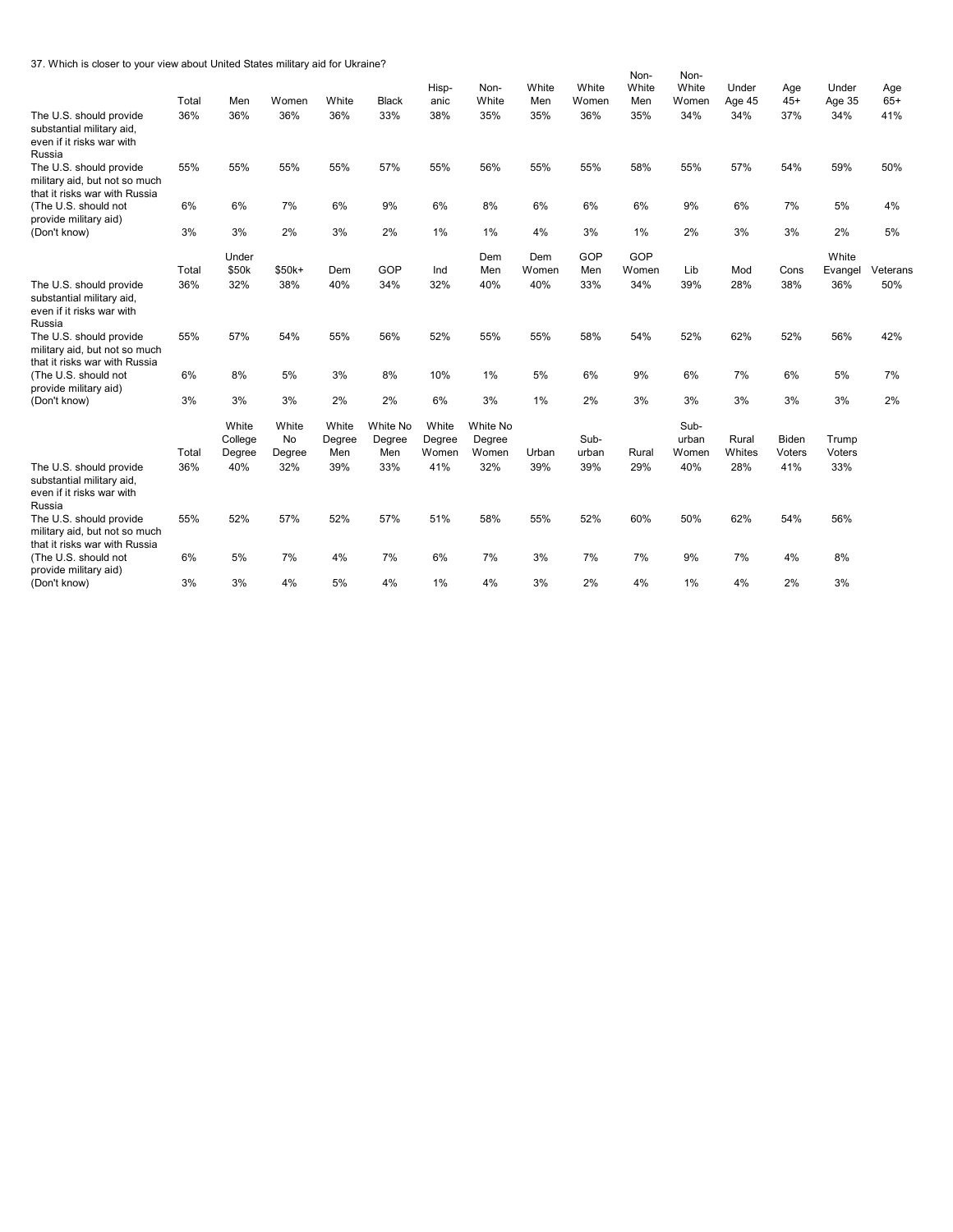37. Which is closer to your view about United States military aid for Ukraine?

| | Total | Men | Women | White | Black | Hisp-anic | Non-White | White Men | White Women | Non-White Men | Non-White Women | Under Age 45 | Age 45+ | Under Age 35 | Age 65+ |
|---|---|---|---|---|---|---|---|---|---|---|---|---|---|---|---|
| The U.S. should provide substantial military aid, even if it risks war with Russia | 36% | 36% | 36% | 36% | 33% | 38% | 35% | 35% | 36% | 35% | 34% | 34% | 37% | 34% | 41% |
| The U.S. should provide military aid, but not so much that it risks war with Russia | 55% | 55% | 55% | 55% | 57% | 55% | 56% | 55% | 55% | 58% | 55% | 57% | 54% | 59% | 50% |
| (The U.S. should not provide military aid) | 6% | 6% | 7% | 6% | 9% | 6% | 8% | 6% | 6% | 6% | 9% | 6% | 7% | 5% | 4% |
| (Don't know) | 3% | 3% | 2% | 3% | 2% | 1% | 1% | 4% | 3% | 1% | 2% | 3% | 3% | 2% | 5% |

| | Total | Under $50k | $50k+ | Dem | GOP | Ind | Dem Men | Dem Women | GOP Men | GOP Women | Lib | Mod | Cons | White Evangel | Veterans |
|---|---|---|---|---|---|---|---|---|---|---|---|---|---|---|---|
| The U.S. should provide substantial military aid, even if it risks war with Russia | 36% | 32% | 38% | 40% | 34% | 32% | 40% | 40% | 33% | 34% | 39% | 28% | 38% | 36% | 50% |
| The U.S. should provide military aid, but not so much that it risks war with Russia | 55% | 57% | 54% | 55% | 56% | 52% | 55% | 55% | 58% | 54% | 52% | 62% | 52% | 56% | 42% |
| (The U.S. should not provide military aid) | 6% | 8% | 5% | 3% | 8% | 10% | 1% | 5% | 6% | 9% | 6% | 7% | 6% | 5% | 7% |
| (Don't know) | 3% | 3% | 3% | 2% | 2% | 6% | 3% | 1% | 2% | 3% | 3% | 3% | 3% | 3% | 2% |

| | Total | White College Degree | White No Degree | White Degree Men | White No Degree Men | White Degree Women | White No Degree Women | Urban | Sub-urban | Rural | Sub-urban Women | Rural Whites | Biden Voters | Trump Voters |
|---|---|---|---|---|---|---|---|---|---|---|---|---|---|---|
| The U.S. should provide substantial military aid, even if it risks war with Russia | 36% | 40% | 32% | 39% | 33% | 41% | 32% | 39% | 39% | 29% | 40% | 28% | 41% | 33% |
| The U.S. should provide military aid, but not so much that it risks war with Russia | 55% | 52% | 57% | 52% | 57% | 51% | 58% | 55% | 52% | 60% | 50% | 62% | 54% | 56% |
| (The U.S. should not provide military aid) | 6% | 5% | 7% | 4% | 7% | 6% | 7% | 3% | 7% | 7% | 9% | 7% | 4% | 8% |
| (Don't know) | 3% | 3% | 4% | 5% | 4% | 1% | 4% | 3% | 2% | 4% | 1% | 4% | 2% | 3% |